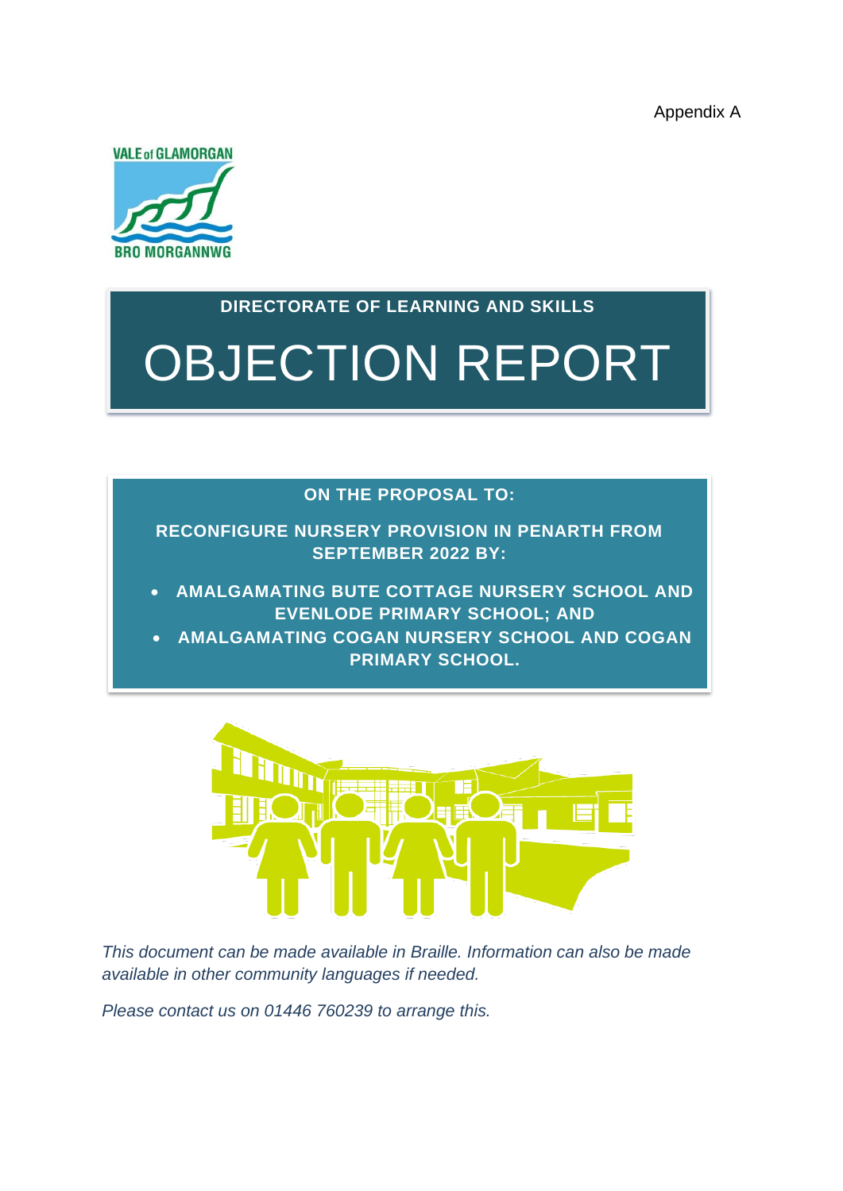Appendix A

VALE of GLAMORGAN
BRO MORGANNWG

**DIRECTORATE OF LEARNING AND SKILLS**

# OBJECTION REPORT

**ON THE PROPOSAL TO:**

**RECONFIGURE NURSERY PROVISION IN PENARTH FROM SEPTEMBER 2022 BY:**

- **AMALGAMATING BUTE COTTAGE NURSERY SCHOOL AND EVENLODE PRIMARY SCHOOL; AND**
- **AMALGAMATING COGAN NURSERY SCHOOL AND COGAN PRIMARY SCHOOL.**

*This document can be made available in Braille. Information can also be made available in other community languages if needed.*

*Please contact us on 01446 760239 to arrange this.*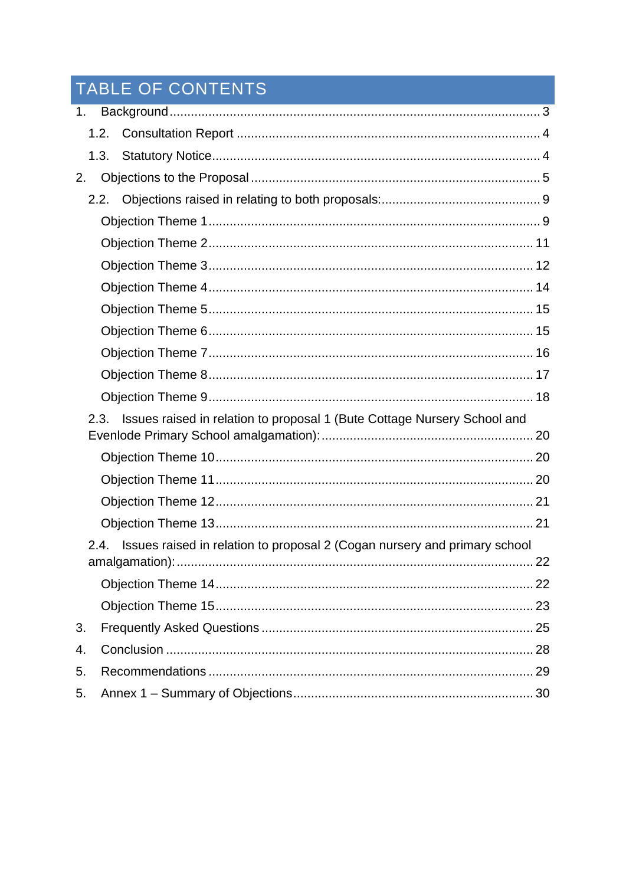# TABLE OF CONTENTS

1. Background ........................................................................................................ 3
   - 1.2. Consultation Report .................................................................................... 4
   - 1.3. Statutory Notice .......................................................................................... 4
2. Objections to the Proposal ................................................................................. 5
   - 2.2. Objections raised in relating to both proposals: ............................................ 9
     - Objection Theme 1 ........................................................................................... 9
     - Objection Theme 2 ......................................................................................... 11
     - Objection Theme 3 ......................................................................................... 12
     - Objection Theme 4 ......................................................................................... 14
     - Objection Theme 5 ......................................................................................... 15
     - Objection Theme 6 ......................................................................................... 15
     - Objection Theme 7 ......................................................................................... 16
     - Objection Theme 8 ......................................................................................... 17
     - Objection Theme 9 ......................................................................................... 18
   - 2.3. Issues raised in relation to proposal 1 (Bute Cottage Nursery School and Evenlode Primary School amalgamation): ........................................................... 20
     - Objection Theme 10 ....................................................................................... 20
     - Objection Theme 11 ....................................................................................... 20
     - Objection Theme 12 ....................................................................................... 21
     - Objection Theme 13 ....................................................................................... 21
   - 2.4. Issues raised in relation to proposal 2 (Cogan nursery and primary school amalgamation): ................................................................................................. 22
     - Objection Theme 14 ....................................................................................... 22
     - Objection Theme 15 ....................................................................................... 23
3. Frequently Asked Questions ............................................................................ 25
4. Conclusion ...................................................................................................... 28
5. Recommendations .......................................................................................... 29
5. Annex 1 – Summary of Objections ................................................................... 30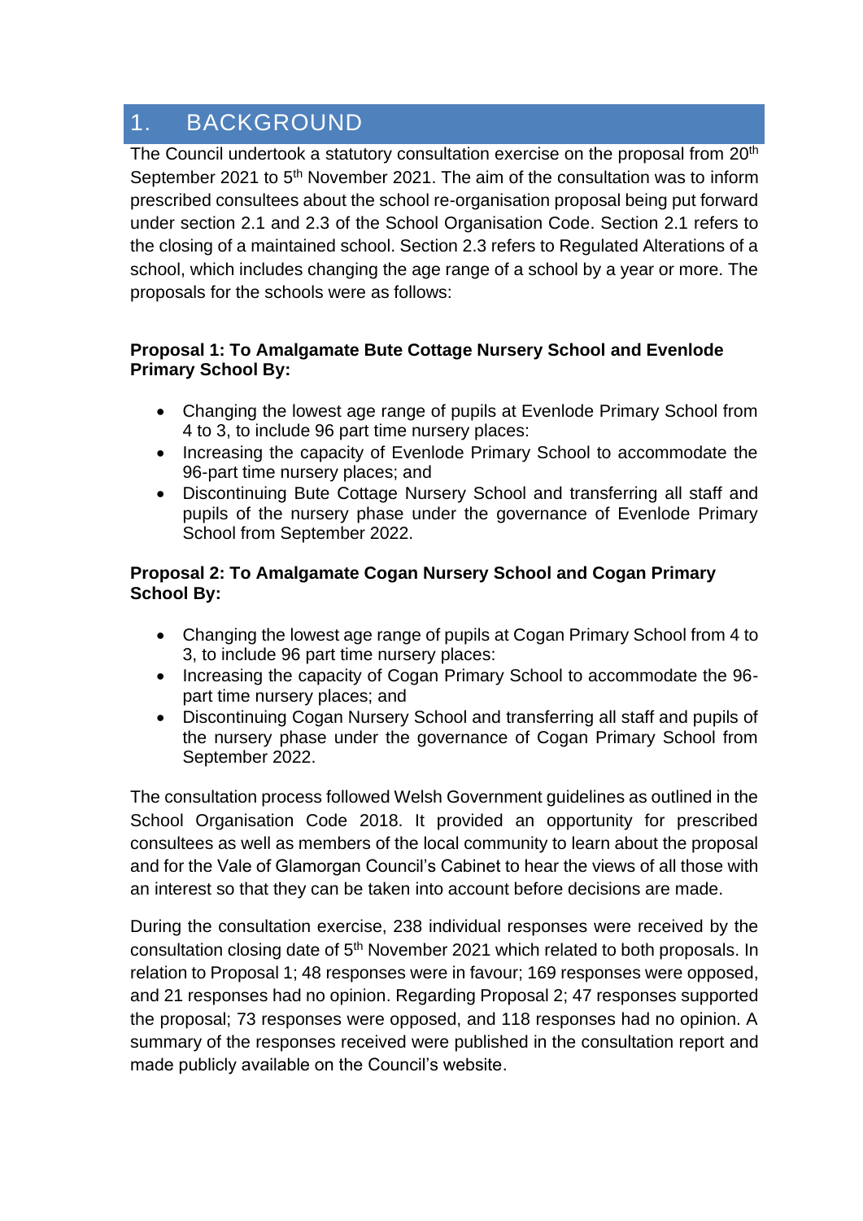# 1. BACKGROUND

The Council undertook a statutory consultation exercise on the proposal from 20th September 2021 to 5th November 2021. The aim of the consultation was to inform prescribed consultees about the school re-organisation proposal being put forward under section 2.1 and 2.3 of the School Organisation Code. Section 2.1 refers to the closing of a maintained school. Section 2.3 refers to Regulated Alterations of a school, which includes changing the age range of a school by a year or more. The proposals for the schools were as follows:

**Proposal 1: To Amalgamate Bute Cottage Nursery School and Evenlode Primary School By:**

- Changing the lowest age range of pupils at Evenlode Primary School from 4 to 3, to include 96 part time nursery places:
- Increasing the capacity of Evenlode Primary School to accommodate the 96-part time nursery places; and
- Discontinuing Bute Cottage Nursery School and transferring all staff and pupils of the nursery phase under the governance of Evenlode Primary School from September 2022.

**Proposal 2: To Amalgamate Cogan Nursery School and Cogan Primary School By:**

- Changing the lowest age range of pupils at Cogan Primary School from 4 to 3, to include 96 part time nursery places:
- Increasing the capacity of Cogan Primary School to accommodate the 96-part time nursery places; and
- Discontinuing Cogan Nursery School and transferring all staff and pupils of the nursery phase under the governance of Cogan Primary School from September 2022.

The consultation process followed Welsh Government guidelines as outlined in the School Organisation Code 2018. It provided an opportunity for prescribed consultees as well as members of the local community to learn about the proposal and for the Vale of Glamorgan Council's Cabinet to hear the views of all those with an interest so that they can be taken into account before decisions are made.

During the consultation exercise, 238 individual responses were received by the consultation closing date of 5th November 2021 which related to both proposals. In relation to Proposal 1; 48 responses were in favour; 169 responses were opposed, and 21 responses had no opinion. Regarding Proposal 2; 47 responses supported the proposal; 73 responses were opposed, and 118 responses had no opinion. A summary of the responses received were published in the consultation report and made publicly available on the Council's website.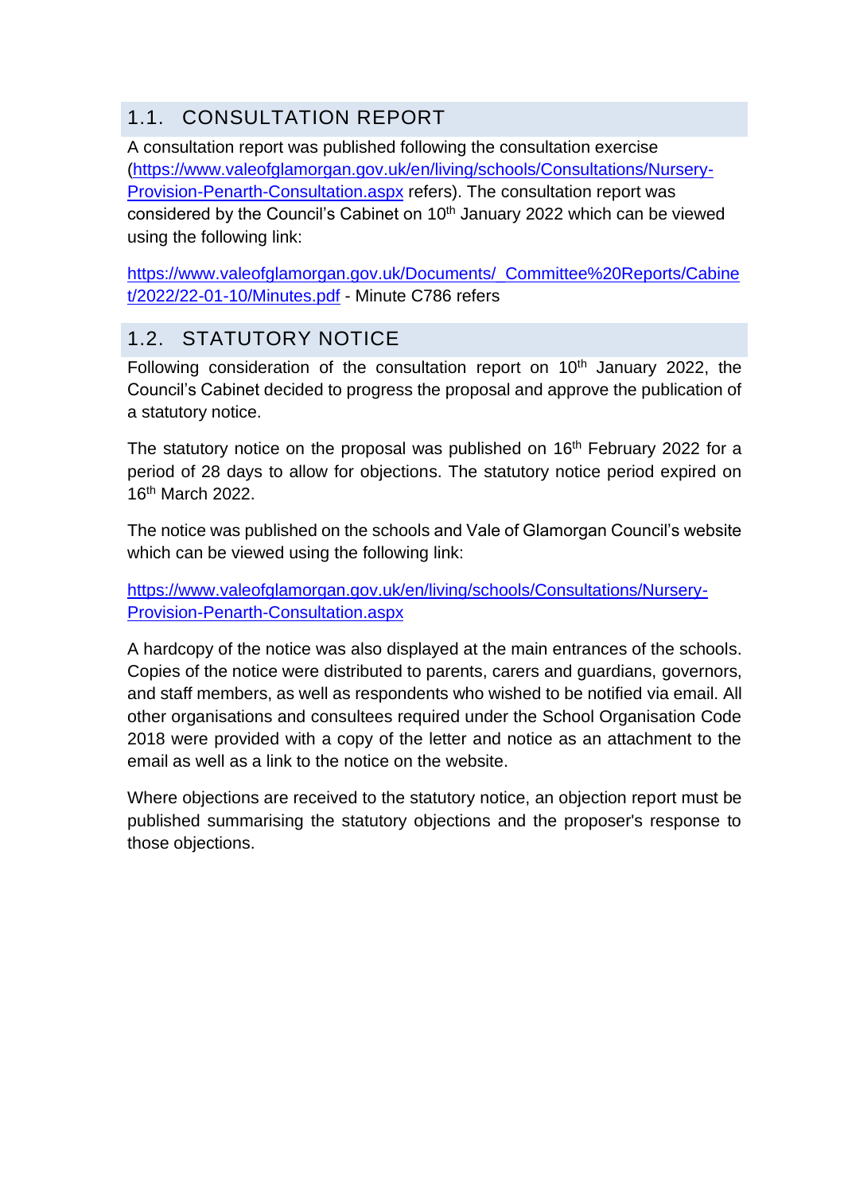## 1.1. CONSULTATION REPORT

A consultation report was published following the consultation exercise ([https://www.valeofglamorgan.gov.uk/en/living/schools/Consultations/Nursery-Provision-Penarth-Consultation.aspx](https://www.valeofglamorgan.gov.uk/en/living/schools/Consultations/Nursery-Provision-Penarth-Consultation.aspx) refers). The consultation report was considered by the Council's Cabinet on 10th January 2022 which can be viewed using the following link:

[https://www.valeofglamorgan.gov.uk/Documents/_Committee%20Reports/Cabinet/2022/22-01-10/Minutes.pdf](https://www.valeofglamorgan.gov.uk/Documents/_Committee%20Reports/Cabinet/2022/22-01-10/Minutes.pdf) - Minute C786 refers

## 1.2. STATUTORY NOTICE

Following consideration of the consultation report on 10th January 2022, the Council's Cabinet decided to progress the proposal and approve the publication of a statutory notice.

The statutory notice on the proposal was published on 16th February 2022 for a period of 28 days to allow for objections. The statutory notice period expired on 16th March 2022.

The notice was published on the schools and Vale of Glamorgan Council's website which can be viewed using the following link:

[https://www.valeofglamorgan.gov.uk/en/living/schools/Consultations/Nursery-Provision-Penarth-Consultation.aspx](https://www.valeofglamorgan.gov.uk/en/living/schools/Consultations/Nursery-Provision-Penarth-Consultation.aspx)

A hardcopy of the notice was also displayed at the main entrances of the schools. Copies of the notice were distributed to parents, carers and guardians, governors, and staff members, as well as respondents who wished to be notified via email. All other organisations and consultees required under the School Organisation Code 2018 were provided with a copy of the letter and notice as an attachment to the email as well as a link to the notice on the website.

Where objections are received to the statutory notice, an objection report must be published summarising the statutory objections and the proposer's response to those objections.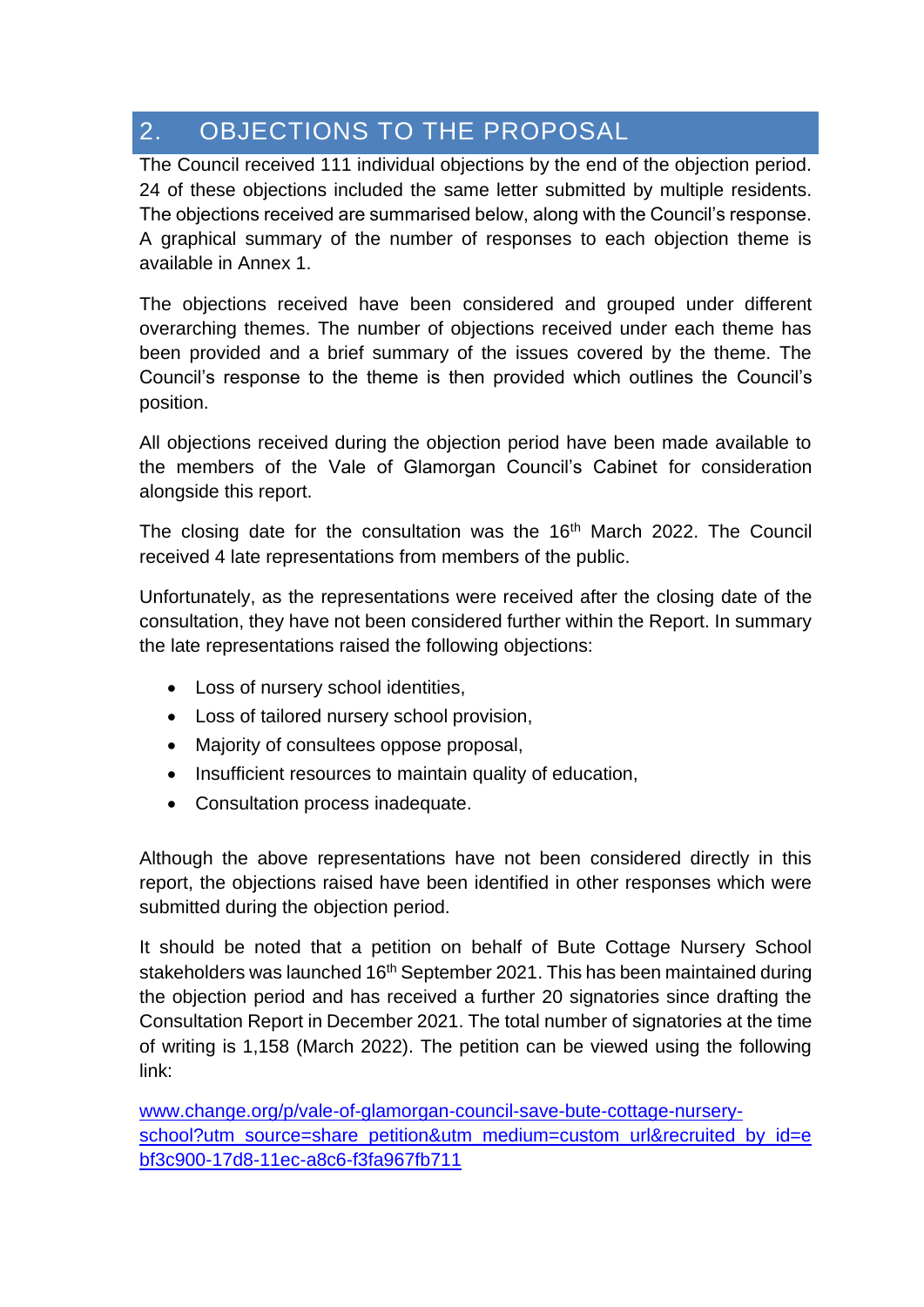## 2. OBJECTIONS TO THE PROPOSAL

The Council received 111 individual objections by the end of the objection period. 24 of these objections included the same letter submitted by multiple residents. The objections received are summarised below, along with the Council's response. A graphical summary of the number of responses to each objection theme is available in Annex 1.

The objections received have been considered and grouped under different overarching themes. The number of objections received under each theme has been provided and a brief summary of the issues covered by the theme. The Council's response to the theme is then provided which outlines the Council's position.

All objections received during the objection period have been made available to the members of the Vale of Glamorgan Council's Cabinet for consideration alongside this report.

The closing date for the consultation was the 16th March 2022. The Council received 4 late representations from members of the public.

Unfortunately, as the representations were received after the closing date of the consultation, they have not been considered further within the Report. In summary the late representations raised the following objections:

- Loss of nursery school identities,
- Loss of tailored nursery school provision,
- Majority of consultees oppose proposal,
- Insufficient resources to maintain quality of education,
- Consultation process inadequate.

Although the above representations have not been considered directly in this report, the objections raised have been identified in other responses which were submitted during the objection period.

It should be noted that a petition on behalf of Bute Cottage Nursery School stakeholders was launched 16th September 2021. This has been maintained during the objection period and has received a further 20 signatories since drafting the Consultation Report in December 2021. The total number of signatories at the time of writing is 1,158 (March 2022). The petition can be viewed using the following link:

[www.change.org/p/vale-of-glamorgan-council-save-bute-cottage-nursery-school?utm_source=share_petition&utm_medium=custom_url&recruited_by_id=ebf3c900-17d8-11ec-a8c6-f3fa967fb711](www.change.org/p/vale-of-glamorgan-council-save-bute-cottage-nursery-school?utm_source=share_petition&utm_medium=custom_url&recruited_by_id=ebf3c900-17d8-11ec-a8c6-f3fa967fb711)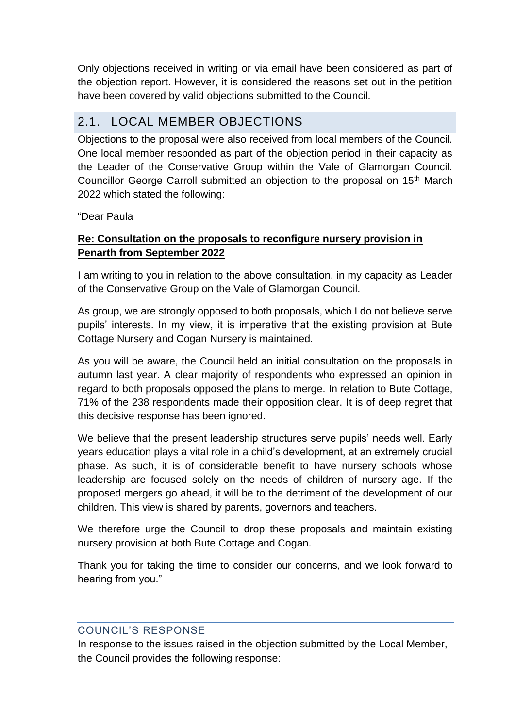Only objections received in writing or via email have been considered as part of the objection report. However, it is considered the reasons set out in the petition have been covered by valid objections submitted to the Council.

## 2.1. LOCAL MEMBER OBJECTIONS

Objections to the proposal were also received from local members of the Council. One local member responded as part of the objection period in their capacity as the Leader of the Conservative Group within the Vale of Glamorgan Council. Councillor George Carroll submitted an objection to the proposal on 15th March 2022 which stated the following:

"Dear Paula

**Re: Consultation on the proposals to reconfigure nursery provision in Penarth from September 2022**

I am writing to you in relation to the above consultation, in my capacity as Leader of the Conservative Group on the Vale of Glamorgan Council.

As group, we are strongly opposed to both proposals, which I do not believe serve pupils' interests. In my view, it is imperative that the existing provision at Bute Cottage Nursery and Cogan Nursery is maintained.

As you will be aware, the Council held an initial consultation on the proposals in autumn last year. A clear majority of respondents who expressed an opinion in regard to both proposals opposed the plans to merge. In relation to Bute Cottage, 71% of the 238 respondents made their opposition clear. It is of deep regret that this decisive response has been ignored.

We believe that the present leadership structures serve pupils' needs well. Early years education plays a vital role in a child's development, at an extremely crucial phase. As such, it is of considerable benefit to have nursery schools whose leadership are focused solely on the needs of children of nursery age. If the proposed mergers go ahead, it will be to the detriment of the development of our children. This view is shared by parents, governors and teachers.

We therefore urge the Council to drop these proposals and maintain existing nursery provision at both Bute Cottage and Cogan.

Thank you for taking the time to consider our concerns, and we look forward to hearing from you."

### COUNCIL'S RESPONSE

In response to the issues raised in the objection submitted by the Local Member, the Council provides the following response: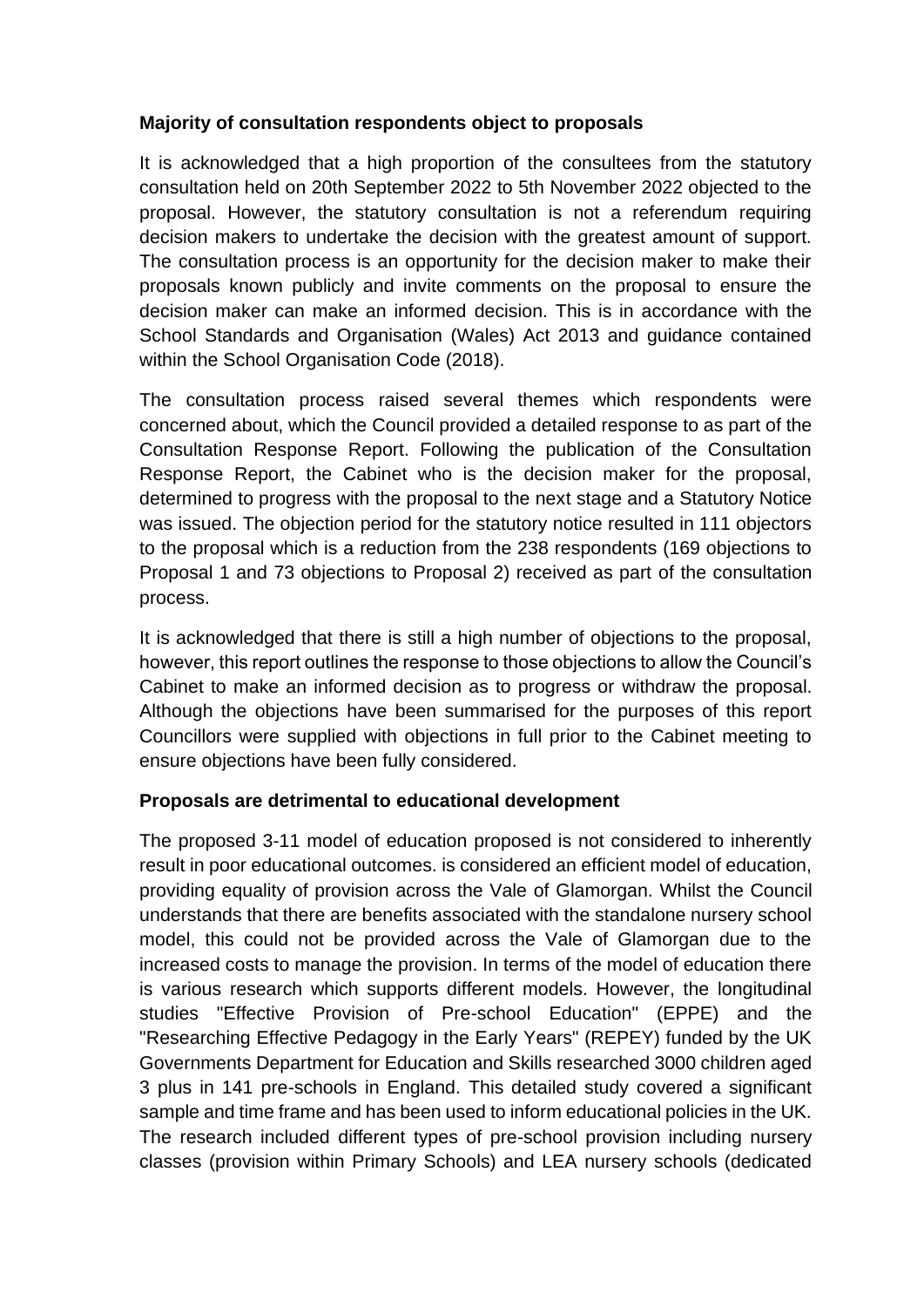**Majority of consultation respondents object to proposals**

It is acknowledged that a high proportion of the consultees from the statutory consultation held on 20th September 2022 to 5th November 2022 objected to the proposal. However, the statutory consultation is not a referendum requiring decision makers to undertake the decision with the greatest amount of support. The consultation process is an opportunity for the decision maker to make their proposals known publicly and invite comments on the proposal to ensure the decision maker can make an informed decision. This is in accordance with the School Standards and Organisation (Wales) Act 2013 and guidance contained within the School Organisation Code (2018).

The consultation process raised several themes which respondents were concerned about, which the Council provided a detailed response to as part of the Consultation Response Report. Following the publication of the Consultation Response Report, the Cabinet who is the decision maker for the proposal, determined to progress with the proposal to the next stage and a Statutory Notice was issued. The objection period for the statutory notice resulted in 111 objectors to the proposal which is a reduction from the 238 respondents (169 objections to Proposal 1 and 73 objections to Proposal 2) received as part of the consultation process.

It is acknowledged that there is still a high number of objections to the proposal, however, this report outlines the response to those objections to allow the Council's Cabinet to make an informed decision as to progress or withdraw the proposal. Although the objections have been summarised for the purposes of this report Councillors were supplied with objections in full prior to the Cabinet meeting to ensure objections have been fully considered.

**Proposals are detrimental to educational development**

The proposed 3-11 model of education proposed is not considered to inherently result in poor educational outcomes. is considered an efficient model of education, providing equality of provision across the Vale of Glamorgan. Whilst the Council understands that there are benefits associated with the standalone nursery school model, this could not be provided across the Vale of Glamorgan due to the increased costs to manage the provision. In terms of the model of education there is various research which supports different models. However, the longitudinal studies "Effective Provision of Pre-school Education" (EPPE) and the "Researching Effective Pedagogy in the Early Years" (REPEY) funded by the UK Governments Department for Education and Skills researched 3000 children aged 3 plus in 141 pre-schools in England. This detailed study covered a significant sample and time frame and has been used to inform educational policies in the UK. The research included different types of pre-school provision including nursery classes (provision within Primary Schools) and LEA nursery schools (dedicated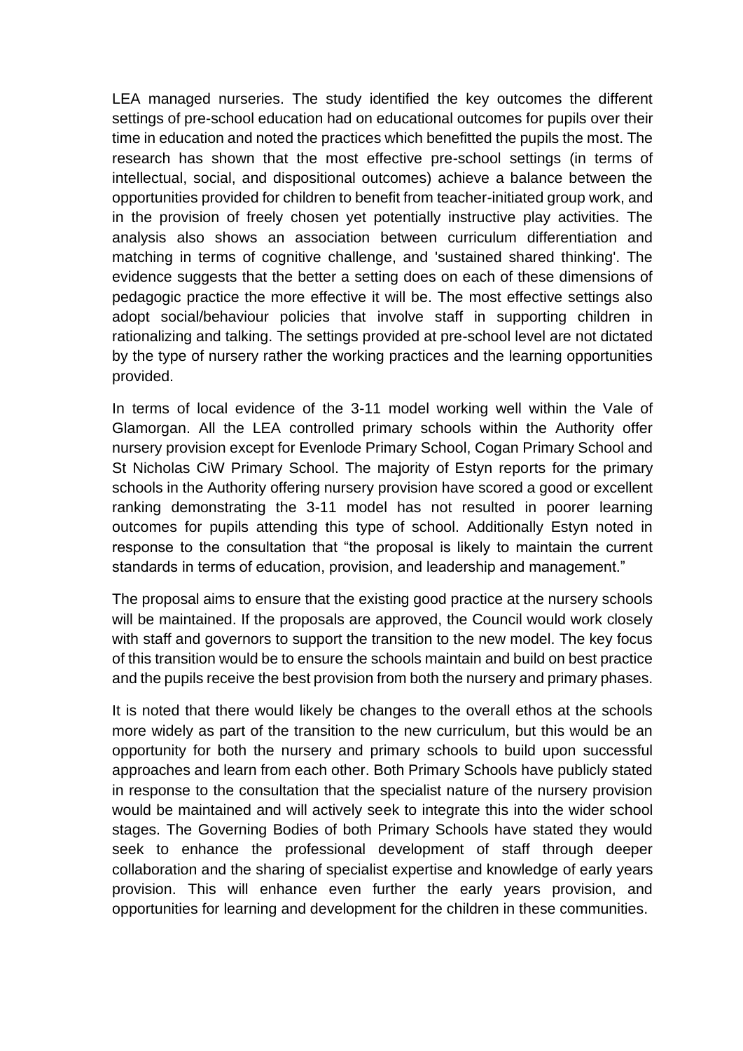LEA managed nurseries. The study identified the key outcomes the different settings of pre-school education had on educational outcomes for pupils over their time in education and noted the practices which benefitted the pupils the most. The research has shown that the most effective pre-school settings (in terms of intellectual, social, and dispositional outcomes) achieve a balance between the opportunities provided for children to benefit from teacher-initiated group work, and in the provision of freely chosen yet potentially instructive play activities. The analysis also shows an association between curriculum differentiation and matching in terms of cognitive challenge, and 'sustained shared thinking'. The evidence suggests that the better a setting does on each of these dimensions of pedagogic practice the more effective it will be. The most effective settings also adopt social/behaviour policies that involve staff in supporting children in rationalizing and talking. The settings provided at pre-school level are not dictated by the type of nursery rather the working practices and the learning opportunities provided.

In terms of local evidence of the 3-11 model working well within the Vale of Glamorgan. All the LEA controlled primary schools within the Authority offer nursery provision except for Evenlode Primary School, Cogan Primary School and St Nicholas CiW Primary School. The majority of Estyn reports for the primary schools in the Authority offering nursery provision have scored a good or excellent ranking demonstrating the 3-11 model has not resulted in poorer learning outcomes for pupils attending this type of school. Additionally Estyn noted in response to the consultation that "the proposal is likely to maintain the current standards in terms of education, provision, and leadership and management."

The proposal aims to ensure that the existing good practice at the nursery schools will be maintained. If the proposals are approved, the Council would work closely with staff and governors to support the transition to the new model. The key focus of this transition would be to ensure the schools maintain and build on best practice and the pupils receive the best provision from both the nursery and primary phases.

It is noted that there would likely be changes to the overall ethos at the schools more widely as part of the transition to the new curriculum, but this would be an opportunity for both the nursery and primary schools to build upon successful approaches and learn from each other. Both Primary Schools have publicly stated in response to the consultation that the specialist nature of the nursery provision would be maintained and will actively seek to integrate this into the wider school stages. The Governing Bodies of both Primary Schools have stated they would seek to enhance the professional development of staff through deeper collaboration and the sharing of specialist expertise and knowledge of early years provision. This will enhance even further the early years provision, and opportunities for learning and development for the children in these communities.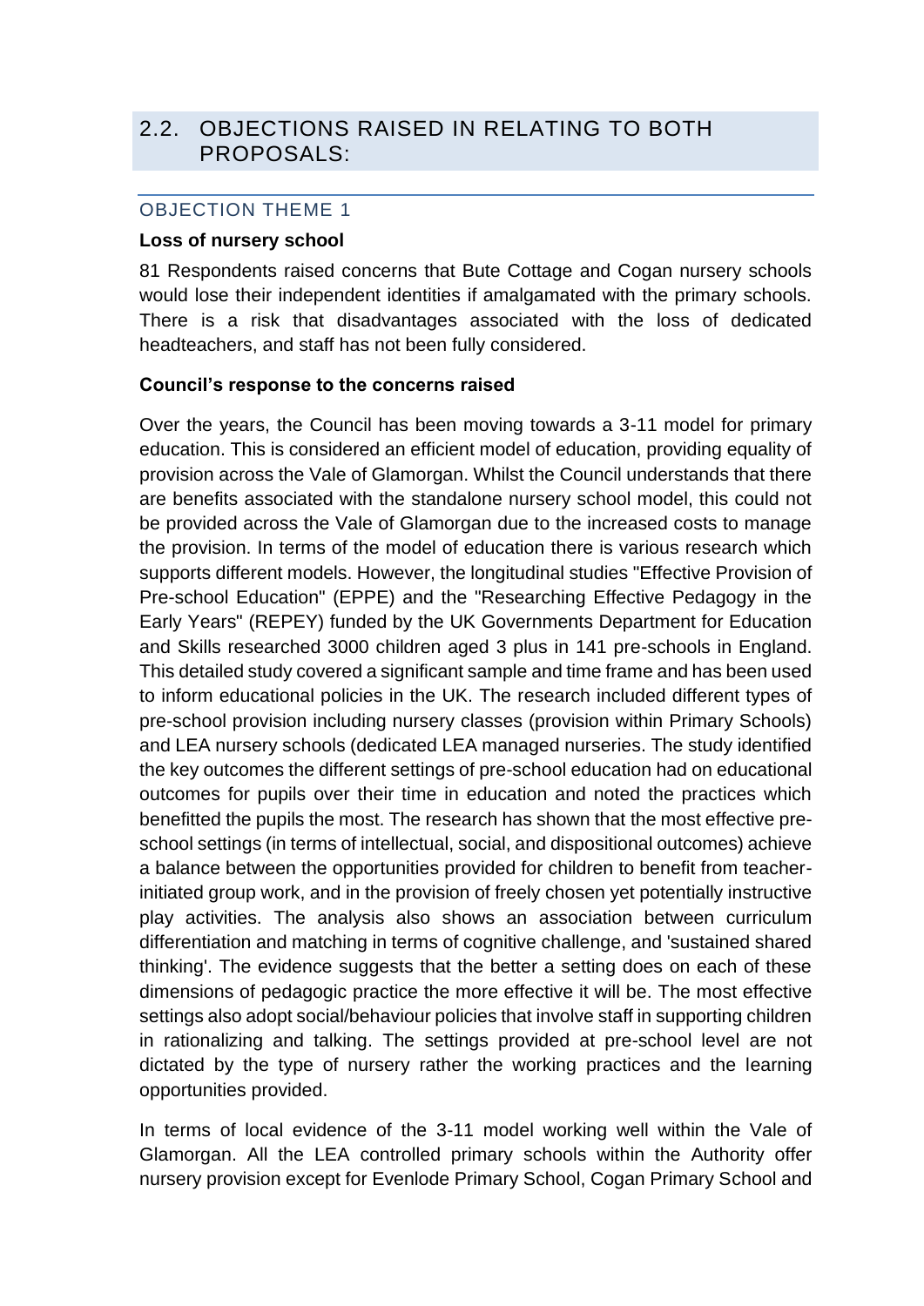## 2.2. OBJECTIONS RAISED IN RELATING TO BOTH PROPOSALS:

### OBJECTION THEME 1

**Loss of nursery school**

81 Respondents raised concerns that Bute Cottage and Cogan nursery schools would lose their independent identities if amalgamated with the primary schools. There is a risk that disadvantages associated with the loss of dedicated headteachers, and staff has not been fully considered.

**Council's response to the concerns raised**

Over the years, the Council has been moving towards a 3-11 model for primary education. This is considered an efficient model of education, providing equality of provision across the Vale of Glamorgan. Whilst the Council understands that there are benefits associated with the standalone nursery school model, this could not be provided across the Vale of Glamorgan due to the increased costs to manage the provision. In terms of the model of education there is various research which supports different models. However, the longitudinal studies "Effective Provision of Pre-school Education" (EPPE) and the "Researching Effective Pedagogy in the Early Years" (REPEY) funded by the UK Governments Department for Education and Skills researched 3000 children aged 3 plus in 141 pre-schools in England. This detailed study covered a significant sample and time frame and has been used to inform educational policies in the UK. The research included different types of pre-school provision including nursery classes (provision within Primary Schools) and LEA nursery schools (dedicated LEA managed nurseries. The study identified the key outcomes the different settings of pre-school education had on educational outcomes for pupils over their time in education and noted the practices which benefitted the pupils the most. The research has shown that the most effective pre-school settings (in terms of intellectual, social, and dispositional outcomes) achieve a balance between the opportunities provided for children to benefit from teacher-initiated group work, and in the provision of freely chosen yet potentially instructive play activities. The analysis also shows an association between curriculum differentiation and matching in terms of cognitive challenge, and 'sustained shared thinking'. The evidence suggests that the better a setting does on each of these dimensions of pedagogic practice the more effective it will be. The most effective settings also adopt social/behaviour policies that involve staff in supporting children in rationalizing and talking. The settings provided at pre-school level are not dictated by the type of nursery rather the working practices and the learning opportunities provided.

In terms of local evidence of the 3-11 model working well within the Vale of Glamorgan. All the LEA controlled primary schools within the Authority offer nursery provision except for Evenlode Primary School, Cogan Primary School and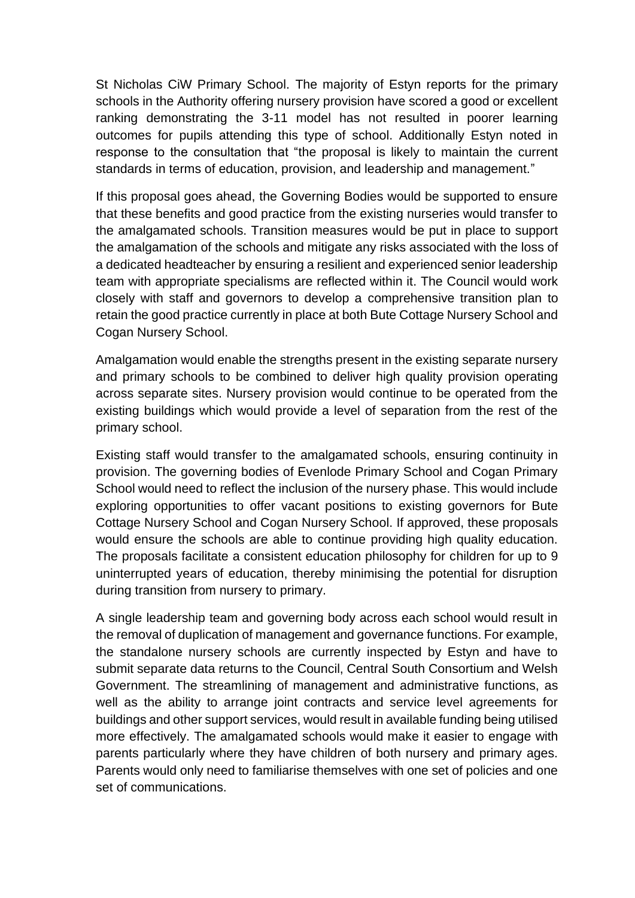St Nicholas CiW Primary School. The majority of Estyn reports for the primary schools in the Authority offering nursery provision have scored a good or excellent ranking demonstrating the 3-11 model has not resulted in poorer learning outcomes for pupils attending this type of school. Additionally Estyn noted in response to the consultation that "the proposal is likely to maintain the current standards in terms of education, provision, and leadership and management."

If this proposal goes ahead, the Governing Bodies would be supported to ensure that these benefits and good practice from the existing nurseries would transfer to the amalgamated schools. Transition measures would be put in place to support the amalgamation of the schools and mitigate any risks associated with the loss of a dedicated headteacher by ensuring a resilient and experienced senior leadership team with appropriate specialisms are reflected within it. The Council would work closely with staff and governors to develop a comprehensive transition plan to retain the good practice currently in place at both Bute Cottage Nursery School and Cogan Nursery School.

Amalgamation would enable the strengths present in the existing separate nursery and primary schools to be combined to deliver high quality provision operating across separate sites. Nursery provision would continue to be operated from the existing buildings which would provide a level of separation from the rest of the primary school.

Existing staff would transfer to the amalgamated schools, ensuring continuity in provision. The governing bodies of Evenlode Primary School and Cogan Primary School would need to reflect the inclusion of the nursery phase. This would include exploring opportunities to offer vacant positions to existing governors for Bute Cottage Nursery School and Cogan Nursery School. If approved, these proposals would ensure the schools are able to continue providing high quality education. The proposals facilitate a consistent education philosophy for children for up to 9 uninterrupted years of education, thereby minimising the potential for disruption during transition from nursery to primary.

A single leadership team and governing body across each school would result in the removal of duplication of management and governance functions. For example, the standalone nursery schools are currently inspected by Estyn and have to submit separate data returns to the Council, Central South Consortium and Welsh Government. The streamlining of management and administrative functions, as well as the ability to arrange joint contracts and service level agreements for buildings and other support services, would result in available funding being utilised more effectively. The amalgamated schools would make it easier to engage with parents particularly where they have children of both nursery and primary ages. Parents would only need to familiarise themselves with one set of policies and one set of communications.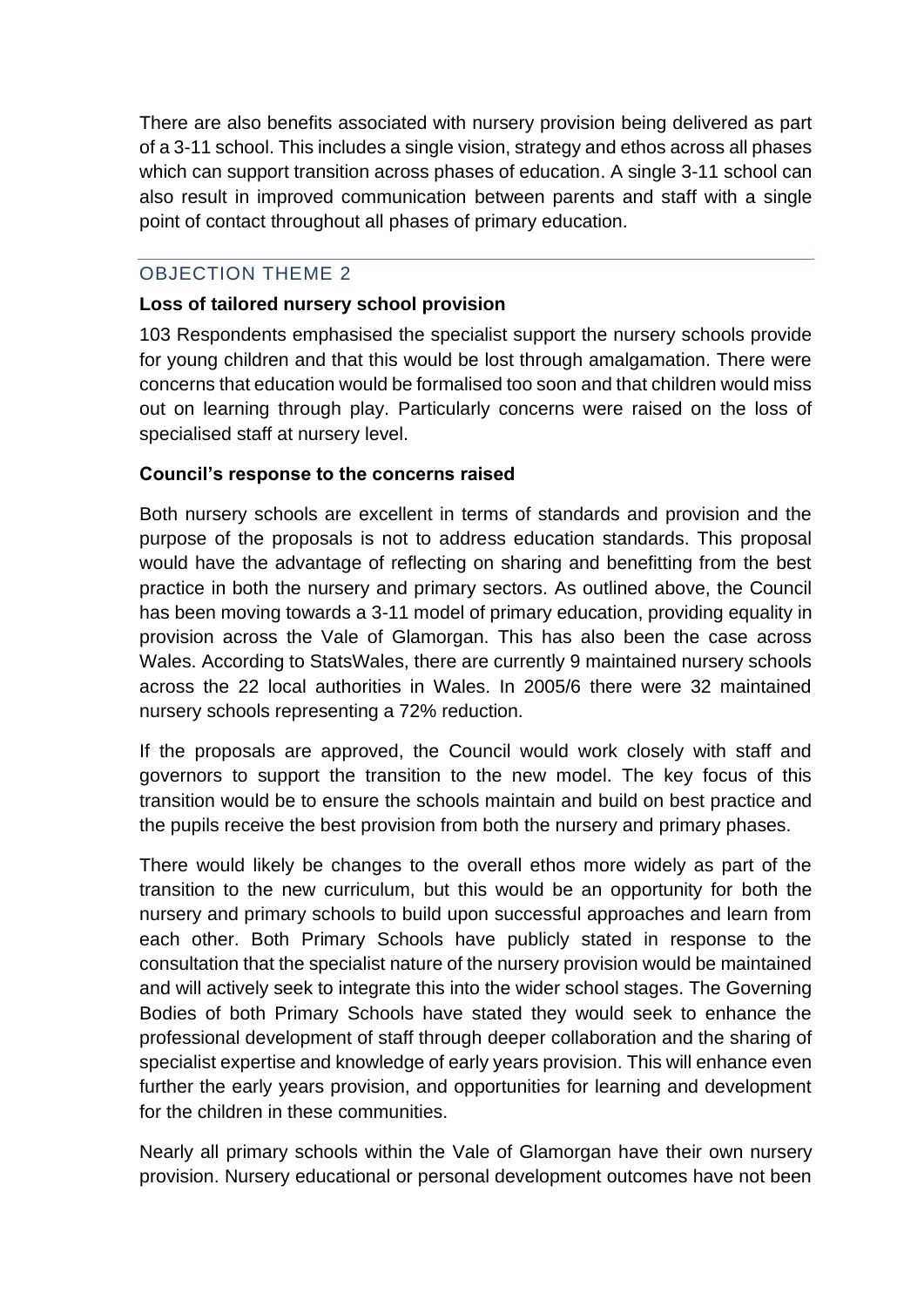There are also benefits associated with nursery provision being delivered as part of a 3-11 school. This includes a single vision, strategy and ethos across all phases which can support transition across phases of education. A single 3-11 school can also result in improved communication between parents and staff with a single point of contact throughout all phases of primary education.

## OBJECTION THEME 2

**Loss of tailored nursery school provision**

103 Respondents emphasised the specialist support the nursery schools provide for young children and that this would be lost through amalgamation. There were concerns that education would be formalised too soon and that children would miss out on learning through play. Particularly concerns were raised on the loss of specialised staff at nursery level.

**Council's response to the concerns raised**

Both nursery schools are excellent in terms of standards and provision and the purpose of the proposals is not to address education standards. This proposal would have the advantage of reflecting on sharing and benefitting from the best practice in both the nursery and primary sectors. As outlined above, the Council has been moving towards a 3-11 model of primary education, providing equality in provision across the Vale of Glamorgan. This has also been the case across Wales. According to StatsWales, there are currently 9 maintained nursery schools across the 22 local authorities in Wales. In 2005/6 there were 32 maintained nursery schools representing a 72% reduction.

If the proposals are approved, the Council would work closely with staff and governors to support the transition to the new model. The key focus of this transition would be to ensure the schools maintain and build on best practice and the pupils receive the best provision from both the nursery and primary phases.

There would likely be changes to the overall ethos more widely as part of the transition to the new curriculum, but this would be an opportunity for both the nursery and primary schools to build upon successful approaches and learn from each other. Both Primary Schools have publicly stated in response to the consultation that the specialist nature of the nursery provision would be maintained and will actively seek to integrate this into the wider school stages. The Governing Bodies of both Primary Schools have stated they would seek to enhance the professional development of staff through deeper collaboration and the sharing of specialist expertise and knowledge of early years provision. This will enhance even further the early years provision, and opportunities for learning and development for the children in these communities.

Nearly all primary schools within the Vale of Glamorgan have their own nursery provision. Nursery educational or personal development outcomes have not been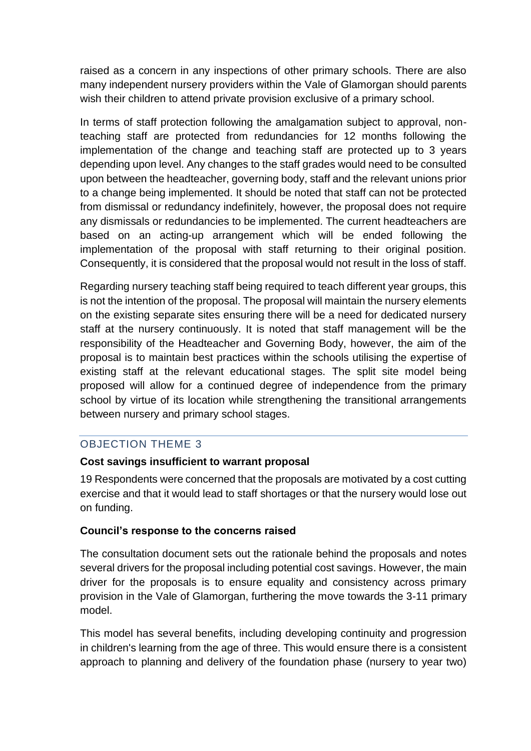raised as a concern in any inspections of other primary schools. There are also many independent nursery providers within the Vale of Glamorgan should parents wish their children to attend private provision exclusive of a primary school.

In terms of staff protection following the amalgamation subject to approval, non-teaching staff are protected from redundancies for 12 months following the implementation of the change and teaching staff are protected up to 3 years depending upon level. Any changes to the staff grades would need to be consulted upon between the headteacher, governing body, staff and the relevant unions prior to a change being implemented. It should be noted that staff can not be protected from dismissal or redundancy indefinitely, however, the proposal does not require any dismissals or redundancies to be implemented. The current headteachers are based on an acting-up arrangement which will be ended following the implementation of the proposal with staff returning to their original position. Consequently, it is considered that the proposal would not result in the loss of staff.

Regarding nursery teaching staff being required to teach different year groups, this is not the intention of the proposal. The proposal will maintain the nursery elements on the existing separate sites ensuring there will be a need for dedicated nursery staff at the nursery continuously. It is noted that staff management will be the responsibility of the Headteacher and Governing Body, however, the aim of the proposal is to maintain best practices within the schools utilising the expertise of existing staff at the relevant educational stages. The split site model being proposed will allow for a continued degree of independence from the primary school by virtue of its location while strengthening the transitional arrangements between nursery and primary school stages.

## OBJECTION THEME 3

**Cost savings insufficient to warrant proposal**

19 Respondents were concerned that the proposals are motivated by a cost cutting exercise and that it would lead to staff shortages or that the nursery would lose out on funding.

**Council's response to the concerns raised**

The consultation document sets out the rationale behind the proposals and notes several drivers for the proposal including potential cost savings. However, the main driver for the proposals is to ensure equality and consistency across primary provision in the Vale of Glamorgan, furthering the move towards the 3-11 primary model.

This model has several benefits, including developing continuity and progression in children's learning from the age of three. This would ensure there is a consistent approach to planning and delivery of the foundation phase (nursery to year two)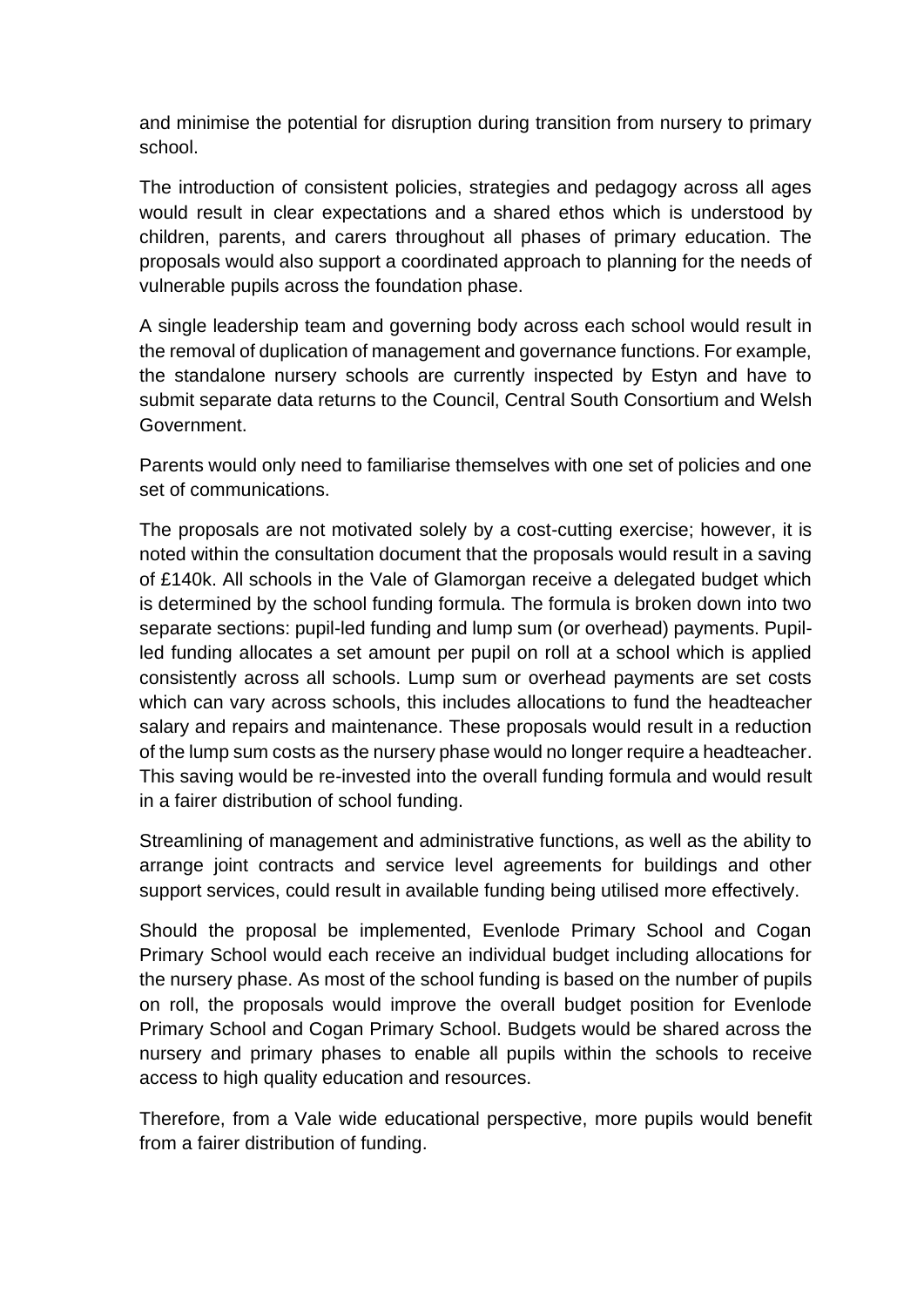and minimise the potential for disruption during transition from nursery to primary school.

The introduction of consistent policies, strategies and pedagogy across all ages would result in clear expectations and a shared ethos which is understood by children, parents, and carers throughout all phases of primary education. The proposals would also support a coordinated approach to planning for the needs of vulnerable pupils across the foundation phase.

A single leadership team and governing body across each school would result in the removal of duplication of management and governance functions. For example, the standalone nursery schools are currently inspected by Estyn and have to submit separate data returns to the Council, Central South Consortium and Welsh Government.

Parents would only need to familiarise themselves with one set of policies and one set of communications.

The proposals are not motivated solely by a cost-cutting exercise; however, it is noted within the consultation document that the proposals would result in a saving of £140k. All schools in the Vale of Glamorgan receive a delegated budget which is determined by the school funding formula. The formula is broken down into two separate sections: pupil-led funding and lump sum (or overhead) payments. Pupil-led funding allocates a set amount per pupil on roll at a school which is applied consistently across all schools. Lump sum or overhead payments are set costs which can vary across schools, this includes allocations to fund the headteacher salary and repairs and maintenance. These proposals would result in a reduction of the lump sum costs as the nursery phase would no longer require a headteacher. This saving would be re-invested into the overall funding formula and would result in a fairer distribution of school funding.

Streamlining of management and administrative functions, as well as the ability to arrange joint contracts and service level agreements for buildings and other support services, could result in available funding being utilised more effectively.

Should the proposal be implemented, Evenlode Primary School and Cogan Primary School would each receive an individual budget including allocations for the nursery phase. As most of the school funding is based on the number of pupils on roll, the proposals would improve the overall budget position for Evenlode Primary School and Cogan Primary School. Budgets would be shared across the nursery and primary phases to enable all pupils within the schools to receive access to high quality education and resources.

Therefore, from a Vale wide educational perspective, more pupils would benefit from a fairer distribution of funding.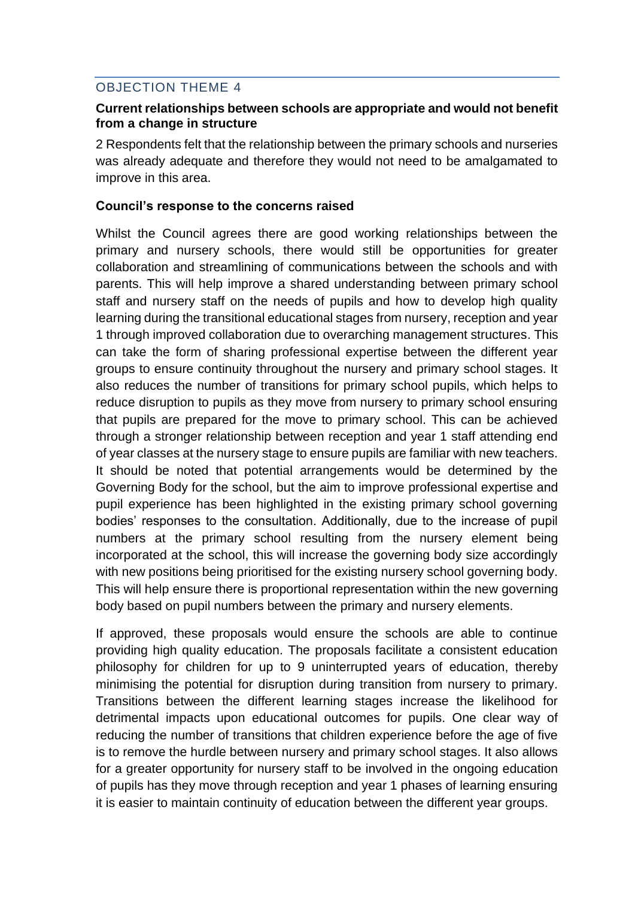## OBJECTION THEME 4

**Current relationships between schools are appropriate and would not benefit from a change in structure**

2 Respondents felt that the relationship between the primary schools and nurseries was already adequate and therefore they would not need to be amalgamated to improve in this area.

**Council's response to the concerns raised**

Whilst the Council agrees there are good working relationships between the primary and nursery schools, there would still be opportunities for greater collaboration and streamlining of communications between the schools and with parents. This will help improve a shared understanding between primary school staff and nursery staff on the needs of pupils and how to develop high quality learning during the transitional educational stages from nursery, reception and year 1 through improved collaboration due to overarching management structures. This can take the form of sharing professional expertise between the different year groups to ensure continuity throughout the nursery and primary school stages. It also reduces the number of transitions for primary school pupils, which helps to reduce disruption to pupils as they move from nursery to primary school ensuring that pupils are prepared for the move to primary school. This can be achieved through a stronger relationship between reception and year 1 staff attending end of year classes at the nursery stage to ensure pupils are familiar with new teachers. It should be noted that potential arrangements would be determined by the Governing Body for the school, but the aim to improve professional expertise and pupil experience has been highlighted in the existing primary school governing bodies' responses to the consultation. Additionally, due to the increase of pupil numbers at the primary school resulting from the nursery element being incorporated at the school, this will increase the governing body size accordingly with new positions being prioritised for the existing nursery school governing body. This will help ensure there is proportional representation within the new governing body based on pupil numbers between the primary and nursery elements.

If approved, these proposals would ensure the schools are able to continue providing high quality education. The proposals facilitate a consistent education philosophy for children for up to 9 uninterrupted years of education, thereby minimising the potential for disruption during transition from nursery to primary. Transitions between the different learning stages increase the likelihood for detrimental impacts upon educational outcomes for pupils. One clear way of reducing the number of transitions that children experience before the age of five is to remove the hurdle between nursery and primary school stages. It also allows for a greater opportunity for nursery staff to be involved in the ongoing education of pupils has they move through reception and year 1 phases of learning ensuring it is easier to maintain continuity of education between the different year groups.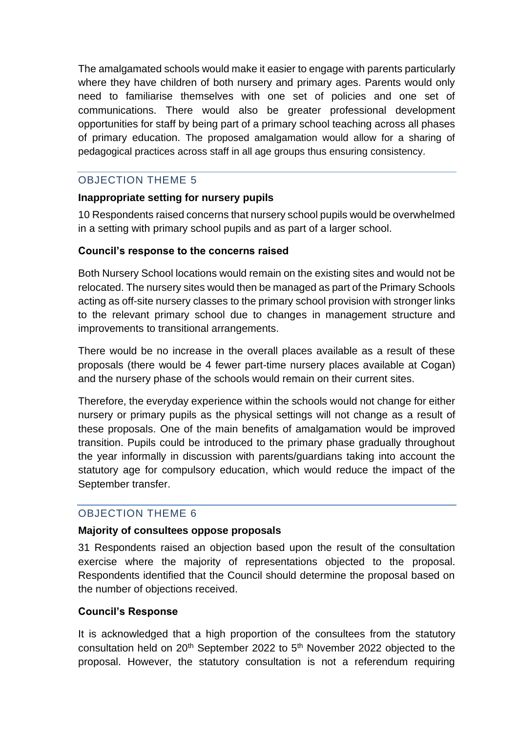The amalgamated schools would make it easier to engage with parents particularly where they have children of both nursery and primary ages. Parents would only need to familiarise themselves with one set of policies and one set of communications. There would also be greater professional development opportunities for staff by being part of a primary school teaching across all phases of primary education. The proposed amalgamation would allow for a sharing of pedagogical practices across staff in all age groups thus ensuring consistency.

## OBJECTION THEME 5

**Inappropriate setting for nursery pupils**

10 Respondents raised concerns that nursery school pupils would be overwhelmed in a setting with primary school pupils and as part of a larger school.

**Council's response to the concerns raised**

Both Nursery School locations would remain on the existing sites and would not be relocated. The nursery sites would then be managed as part of the Primary Schools acting as off-site nursery classes to the primary school provision with stronger links to the relevant primary school due to changes in management structure and improvements to transitional arrangements.

There would be no increase in the overall places available as a result of these proposals (there would be 4 fewer part-time nursery places available at Cogan) and the nursery phase of the schools would remain on their current sites.

Therefore, the everyday experience within the schools would not change for either nursery or primary pupils as the physical settings will not change as a result of these proposals. One of the main benefits of amalgamation would be improved transition. Pupils could be introduced to the primary phase gradually throughout the year informally in discussion with parents/guardians taking into account the statutory age for compulsory education, which would reduce the impact of the September transfer.

## OBJECTION THEME 6

**Majority of consultees oppose proposals**

31 Respondents raised an objection based upon the result of the consultation exercise where the majority of representations objected to the proposal. Respondents identified that the Council should determine the proposal based on the number of objections received.

**Council's Response**

It is acknowledged that a high proportion of the consultees from the statutory consultation held on 20th September 2022 to 5th November 2022 objected to the proposal. However, the statutory consultation is not a referendum requiring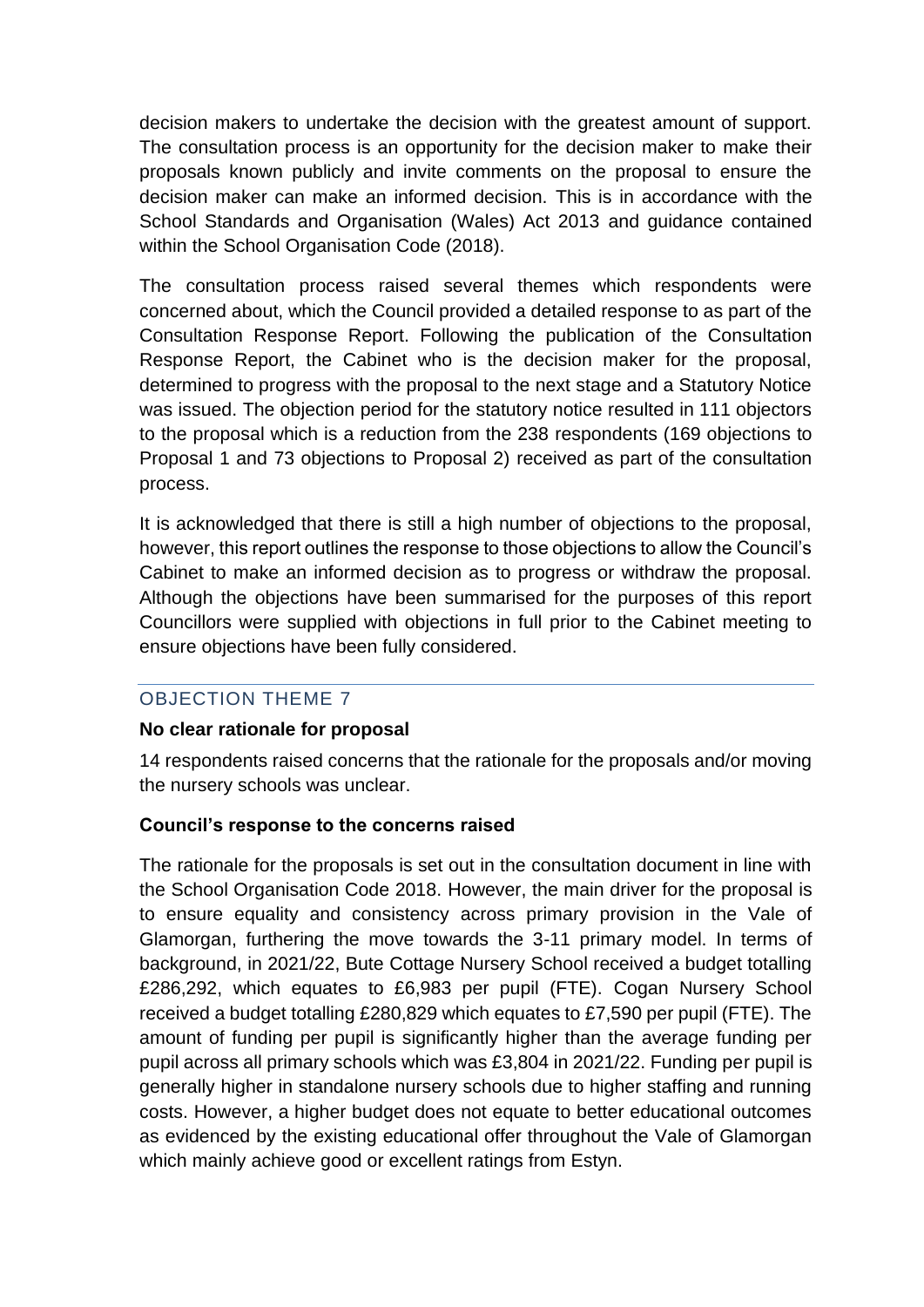decision makers to undertake the decision with the greatest amount of support. The consultation process is an opportunity for the decision maker to make their proposals known publicly and invite comments on the proposal to ensure the decision maker can make an informed decision. This is in accordance with the School Standards and Organisation (Wales) Act 2013 and guidance contained within the School Organisation Code (2018).

The consultation process raised several themes which respondents were concerned about, which the Council provided a detailed response to as part of the Consultation Response Report. Following the publication of the Consultation Response Report, the Cabinet who is the decision maker for the proposal, determined to progress with the proposal to the next stage and a Statutory Notice was issued. The objection period for the statutory notice resulted in 111 objectors to the proposal which is a reduction from the 238 respondents (169 objections to Proposal 1 and 73 objections to Proposal 2) received as part of the consultation process.

It is acknowledged that there is still a high number of objections to the proposal, however, this report outlines the response to those objections to allow the Council's Cabinet to make an informed decision as to progress or withdraw the proposal. Although the objections have been summarised for the purposes of this report Councillors were supplied with objections in full prior to the Cabinet meeting to ensure objections have been fully considered.

## OBJECTION THEME 7

**No clear rationale for proposal**

14 respondents raised concerns that the rationale for the proposals and/or moving the nursery schools was unclear.

**Council's response to the concerns raised**

The rationale for the proposals is set out in the consultation document in line with the School Organisation Code 2018. However, the main driver for the proposal is to ensure equality and consistency across primary provision in the Vale of Glamorgan, furthering the move towards the 3-11 primary model. In terms of background, in 2021/22, Bute Cottage Nursery School received a budget totalling £286,292, which equates to £6,983 per pupil (FTE). Cogan Nursery School received a budget totalling £280,829 which equates to £7,590 per pupil (FTE). The amount of funding per pupil is significantly higher than the average funding per pupil across all primary schools which was £3,804 in 2021/22. Funding per pupil is generally higher in standalone nursery schools due to higher staffing and running costs. However, a higher budget does not equate to better educational outcomes as evidenced by the existing educational offer throughout the Vale of Glamorgan which mainly achieve good or excellent ratings from Estyn.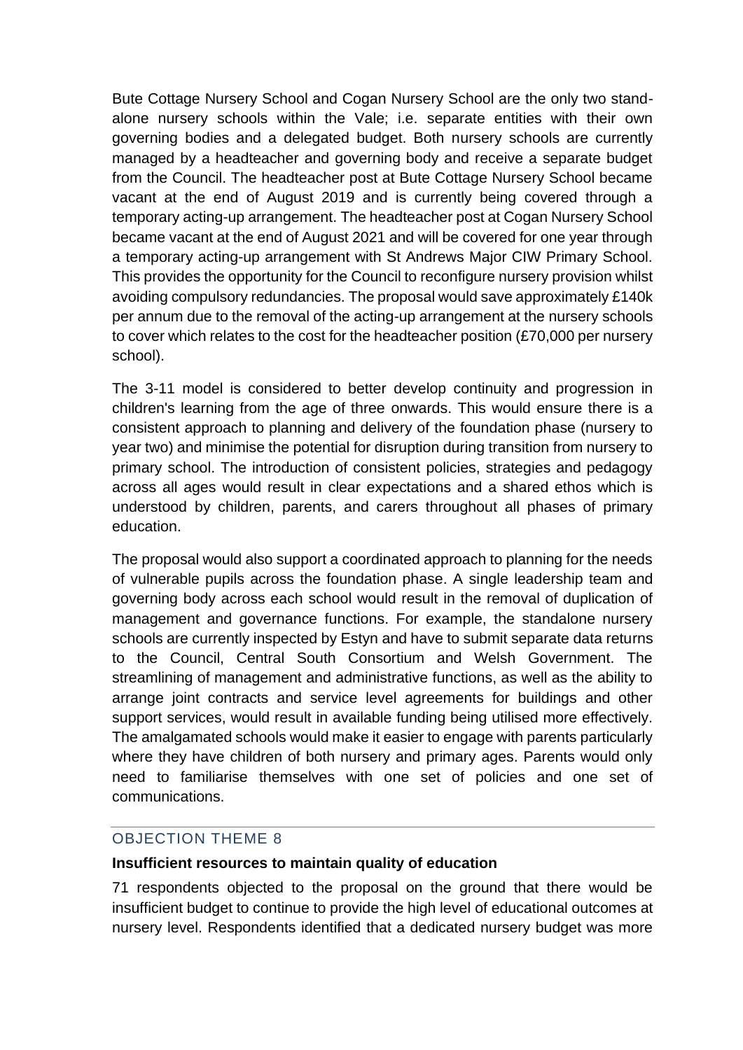Bute Cottage Nursery School and Cogan Nursery School are the only two stand-alone nursery schools within the Vale; i.e. separate entities with their own governing bodies and a delegated budget. Both nursery schools are currently managed by a headteacher and governing body and receive a separate budget from the Council. The headteacher post at Bute Cottage Nursery School became vacant at the end of August 2019 and is currently being covered through a temporary acting-up arrangement. The headteacher post at Cogan Nursery School became vacant at the end of August 2021 and will be covered for one year through a temporary acting-up arrangement with St Andrews Major CIW Primary School. This provides the opportunity for the Council to reconfigure nursery provision whilst avoiding compulsory redundancies. The proposal would save approximately £140k per annum due to the removal of the acting-up arrangement at the nursery schools to cover which relates to the cost for the headteacher position (£70,000 per nursery school).

The 3-11 model is considered to better develop continuity and progression in children's learning from the age of three onwards. This would ensure there is a consistent approach to planning and delivery of the foundation phase (nursery to year two) and minimise the potential for disruption during transition from nursery to primary school. The introduction of consistent policies, strategies and pedagogy across all ages would result in clear expectations and a shared ethos which is understood by children, parents, and carers throughout all phases of primary education.

The proposal would also support a coordinated approach to planning for the needs of vulnerable pupils across the foundation phase. A single leadership team and governing body across each school would result in the removal of duplication of management and governance functions. For example, the standalone nursery schools are currently inspected by Estyn and have to submit separate data returns to the Council, Central South Consortium and Welsh Government. The streamlining of management and administrative functions, as well as the ability to arrange joint contracts and service level agreements for buildings and other support services, would result in available funding being utilised more effectively. The amalgamated schools would make it easier to engage with parents particularly where they have children of both nursery and primary ages. Parents would only need to familiarise themselves with one set of policies and one set of communications.

## OBJECTION THEME 8

**Insufficient resources to maintain quality of education**

71 respondents objected to the proposal on the ground that there would be insufficient budget to continue to provide the high level of educational outcomes at nursery level. Respondents identified that a dedicated nursery budget was more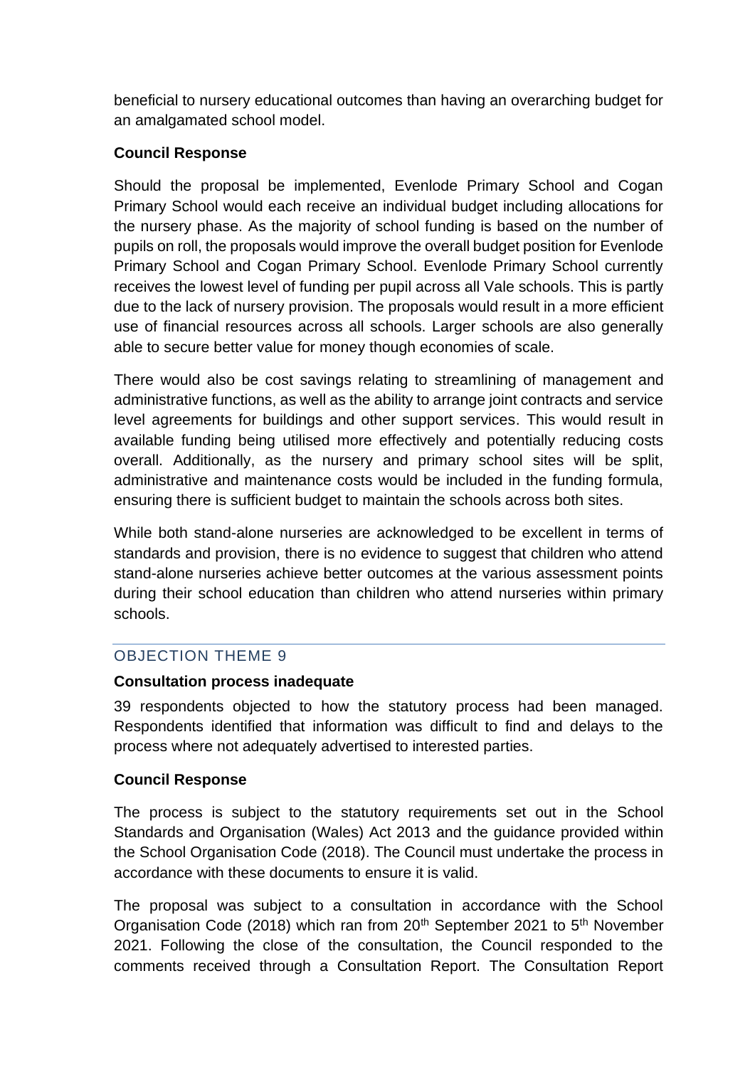beneficial to nursery educational outcomes than having an overarching budget for an amalgamated school model.

**Council Response**

Should the proposal be implemented, Evenlode Primary School and Cogan Primary School would each receive an individual budget including allocations for the nursery phase. As the majority of school funding is based on the number of pupils on roll, the proposals would improve the overall budget position for Evenlode Primary School and Cogan Primary School. Evenlode Primary School currently receives the lowest level of funding per pupil across all Vale schools. This is partly due to the lack of nursery provision. The proposals would result in a more efficient use of financial resources across all schools. Larger schools are also generally able to secure better value for money though economies of scale.

There would also be cost savings relating to streamlining of management and administrative functions, as well as the ability to arrange joint contracts and service level agreements for buildings and other support services. This would result in available funding being utilised more effectively and potentially reducing costs overall. Additionally, as the nursery and primary school sites will be split, administrative and maintenance costs would be included in the funding formula, ensuring there is sufficient budget to maintain the schools across both sites.

While both stand-alone nurseries are acknowledged to be excellent in terms of standards and provision, there is no evidence to suggest that children who attend stand-alone nurseries achieve better outcomes at the various assessment points during their school education than children who attend nurseries within primary schools.

## OBJECTION THEME 9

**Consultation process inadequate**

39 respondents objected to how the statutory process had been managed. Respondents identified that information was difficult to find and delays to the process where not adequately advertised to interested parties.

**Council Response**

The process is subject to the statutory requirements set out in the School Standards and Organisation (Wales) Act 2013 and the guidance provided within the School Organisation Code (2018). The Council must undertake the process in accordance with these documents to ensure it is valid.

The proposal was subject to a consultation in accordance with the School Organisation Code (2018) which ran from 20th September 2021 to 5th November 2021. Following the close of the consultation, the Council responded to the comments received through a Consultation Report. The Consultation Report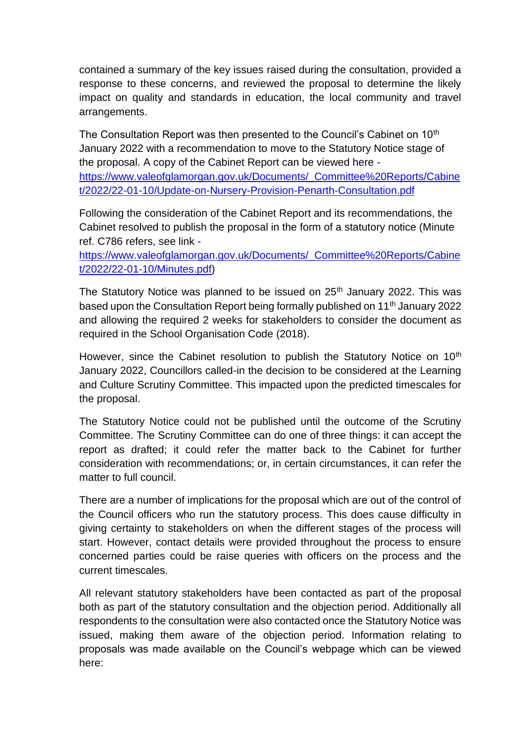contained a summary of the key issues raised during the consultation, provided a response to these concerns, and reviewed the proposal to determine the likely impact on quality and standards in education, the local community and travel arrangements.

The Consultation Report was then presented to the Council's Cabinet on 10th January 2022 with a recommendation to move to the Statutory Notice stage of the proposal. A copy of the Cabinet Report can be viewed here - https://www.valeofglamorgan.gov.uk/Documents/_Committee%20Reports/Cabinet/2022/22-01-10/Update-on-Nursery-Provision-Penarth-Consultation.pdf

Following the consideration of the Cabinet Report and its recommendations, the Cabinet resolved to publish the proposal in the form of a statutory notice (Minute ref. C786 refers, see link - https://www.valeofglamorgan.gov.uk/Documents/_Committee%20Reports/Cabinet/2022/22-01-10/Minutes.pdf)

The Statutory Notice was planned to be issued on 25th January 2022. This was based upon the Consultation Report being formally published on 11th January 2022 and allowing the required 2 weeks for stakeholders to consider the document as required in the School Organisation Code (2018).

However, since the Cabinet resolution to publish the Statutory Notice on 10th January 2022, Councillors called-in the decision to be considered at the Learning and Culture Scrutiny Committee. This impacted upon the predicted timescales for the proposal.

The Statutory Notice could not be published until the outcome of the Scrutiny Committee. The Scrutiny Committee can do one of three things: it can accept the report as drafted; it could refer the matter back to the Cabinet for further consideration with recommendations; or, in certain circumstances, it can refer the matter to full council.

There are a number of implications for the proposal which are out of the control of the Council officers who run the statutory process. This does cause difficulty in giving certainty to stakeholders on when the different stages of the process will start. However, contact details were provided throughout the process to ensure concerned parties could be raise queries with officers on the process and the current timescales.

All relevant statutory stakeholders have been contacted as part of the proposal both as part of the statutory consultation and the objection period. Additionally all respondents to the consultation were also contacted once the Statutory Notice was issued, making them aware of the objection period. Information relating to proposals was made available on the Council's webpage which can be viewed here: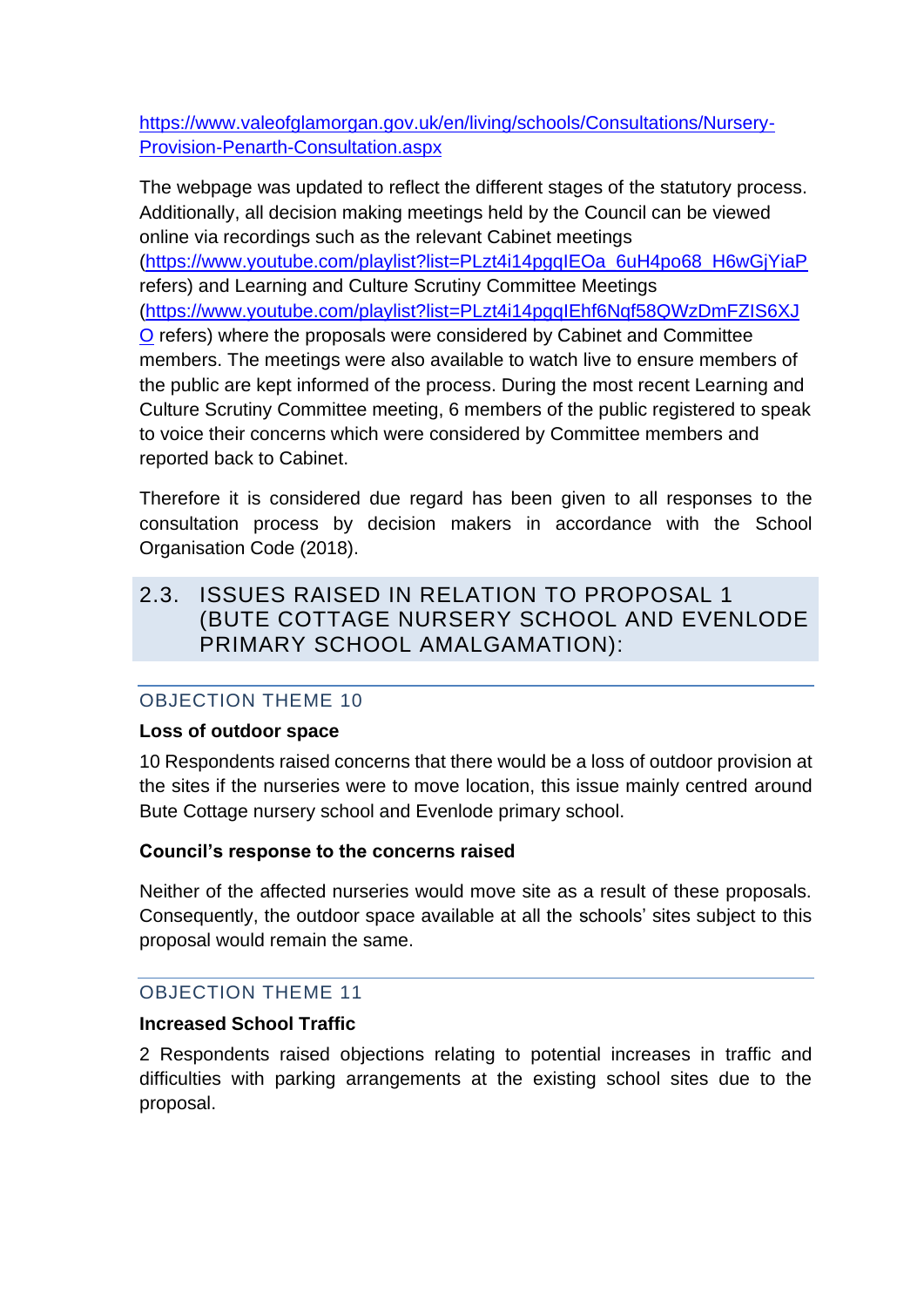https://www.valeofglamorgan.gov.uk/en/living/schools/Consultations/Nursery-Provision-Penarth-Consultation.aspx

The webpage was updated to reflect the different stages of the statutory process. Additionally, all decision making meetings held by the Council can be viewed online via recordings such as the relevant Cabinet meetings (https://www.youtube.com/playlist?list=PLzt4i14pgqIEOa_6uH4po68_H6wGjYiaP refers) and Learning and Culture Scrutiny Committee Meetings (https://www.youtube.com/playlist?list=PLzt4i14pgqIEhf6Nqf58QWzDmFZIS6XJO refers) where the proposals were considered by Cabinet and Committee members. The meetings were also available to watch live to ensure members of the public are kept informed of the process. During the most recent Learning and Culture Scrutiny Committee meeting, 6 members of the public registered to speak to voice their concerns which were considered by Committee members and reported back to Cabinet.

Therefore it is considered due regard has been given to all responses to the consultation process by decision makers in accordance with the School Organisation Code (2018).

## 2.3. ISSUES RAISED IN RELATION TO PROPOSAL 1 (BUTE COTTAGE NURSERY SCHOOL AND EVENLODE PRIMARY SCHOOL AMALGAMATION):

### OBJECTION THEME 10

**Loss of outdoor space**

10 Respondents raised concerns that there would be a loss of outdoor provision at the sites if the nurseries were to move location, this issue mainly centred around Bute Cottage nursery school and Evenlode primary school.

**Council's response to the concerns raised**

Neither of the affected nurseries would move site as a result of these proposals. Consequently, the outdoor space available at all the schools' sites subject to this proposal would remain the same.

### OBJECTION THEME 11

**Increased School Traffic**

2 Respondents raised objections relating to potential increases in traffic and difficulties with parking arrangements at the existing school sites due to the proposal.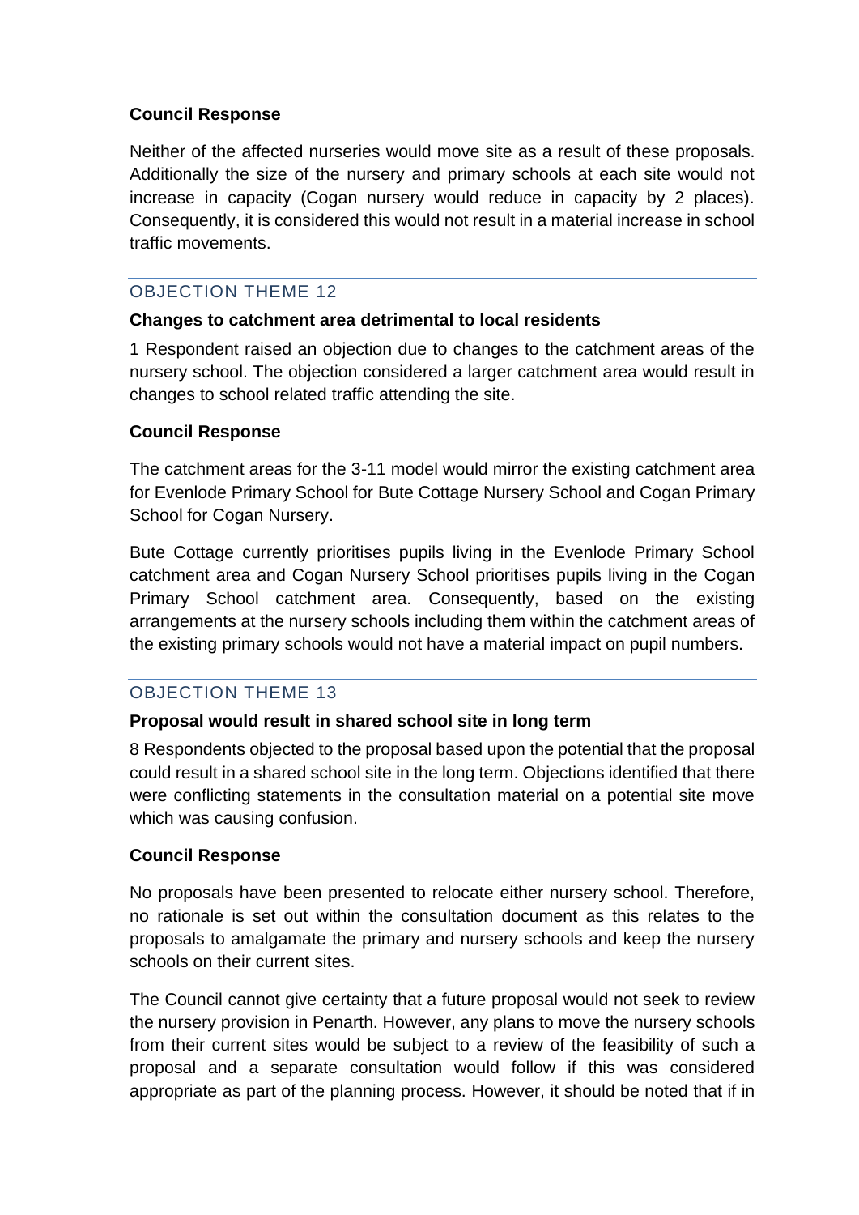**Council Response**

Neither of the affected nurseries would move site as a result of these proposals. Additionally the size of the nursery and primary schools at each site would not increase in capacity (Cogan nursery would reduce in capacity by 2 places). Consequently, it is considered this would not result in a material increase in school traffic movements.

## OBJECTION THEME 12

**Changes to catchment area detrimental to local residents**

1 Respondent raised an objection due to changes to the catchment areas of the nursery school. The objection considered a larger catchment area would result in changes to school related traffic attending the site.

**Council Response**

The catchment areas for the 3-11 model would mirror the existing catchment area for Evenlode Primary School for Bute Cottage Nursery School and Cogan Primary School for Cogan Nursery.

Bute Cottage currently prioritises pupils living in the Evenlode Primary School catchment area and Cogan Nursery School prioritises pupils living in the Cogan Primary School catchment area. Consequently, based on the existing arrangements at the nursery schools including them within the catchment areas of the existing primary schools would not have a material impact on pupil numbers.

## OBJECTION THEME 13

**Proposal would result in shared school site in long term**

8 Respondents objected to the proposal based upon the potential that the proposal could result in a shared school site in the long term. Objections identified that there were conflicting statements in the consultation material on a potential site move which was causing confusion.

**Council Response**

No proposals have been presented to relocate either nursery school. Therefore, no rationale is set out within the consultation document as this relates to the proposals to amalgamate the primary and nursery schools and keep the nursery schools on their current sites.

The Council cannot give certainty that a future proposal would not seek to review the nursery provision in Penarth. However, any plans to move the nursery schools from their current sites would be subject to a review of the feasibility of such a proposal and a separate consultation would follow if this was considered appropriate as part of the planning process. However, it should be noted that if in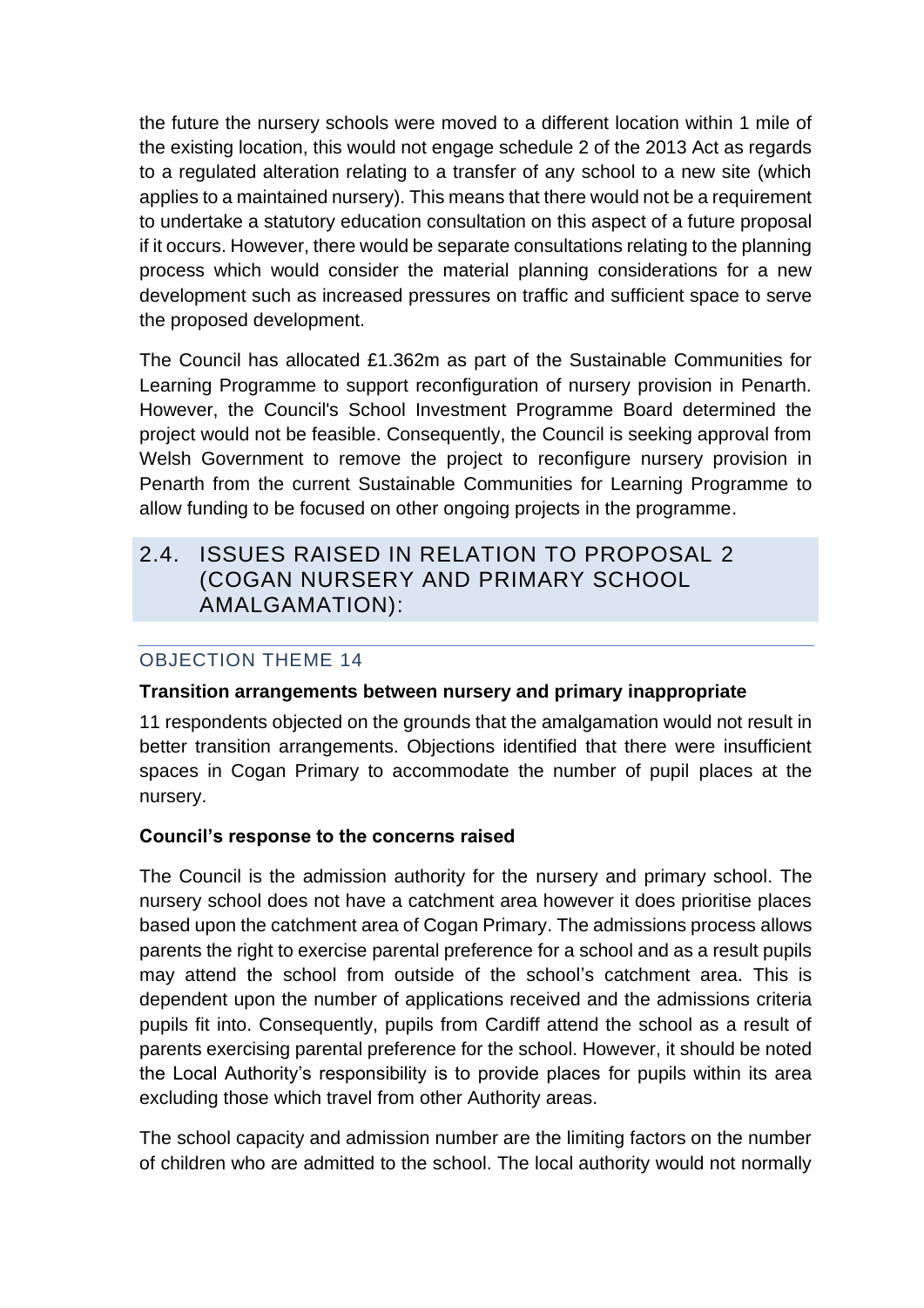the future the nursery schools were moved to a different location within 1 mile of the existing location, this would not engage schedule 2 of the 2013 Act as regards to a regulated alteration relating to a transfer of any school to a new site (which applies to a maintained nursery). This means that there would not be a requirement to undertake a statutory education consultation on this aspect of a future proposal if it occurs. However, there would be separate consultations relating to the planning process which would consider the material planning considerations for a new development such as increased pressures on traffic and sufficient space to serve the proposed development.

The Council has allocated £1.362m as part of the Sustainable Communities for Learning Programme to support reconfiguration of nursery provision in Penarth. However, the Council's School Investment Programme Board determined the project would not be feasible. Consequently, the Council is seeking approval from Welsh Government to remove the project to reconfigure nursery provision in Penarth from the current Sustainable Communities for Learning Programme to allow funding to be focused on other ongoing projects in the programme.

## 2.4. ISSUES RAISED IN RELATION TO PROPOSAL 2 (COGAN NURSERY AND PRIMARY SCHOOL AMALGAMATION):

### OBJECTION THEME 14

**Transition arrangements between nursery and primary inappropriate**

11 respondents objected on the grounds that the amalgamation would not result in better transition arrangements. Objections identified that there were insufficient spaces in Cogan Primary to accommodate the number of pupil places at the nursery.

**Council's response to the concerns raised**

The Council is the admission authority for the nursery and primary school. The nursery school does not have a catchment area however it does prioritise places based upon the catchment area of Cogan Primary. The admissions process allows parents the right to exercise parental preference for a school and as a result pupils may attend the school from outside of the school's catchment area. This is dependent upon the number of applications received and the admissions criteria pupils fit into. Consequently, pupils from Cardiff attend the school as a result of parents exercising parental preference for the school. However, it should be noted the Local Authority's responsibility is to provide places for pupils within its area excluding those which travel from other Authority areas.

The school capacity and admission number are the limiting factors on the number of children who are admitted to the school. The local authority would not normally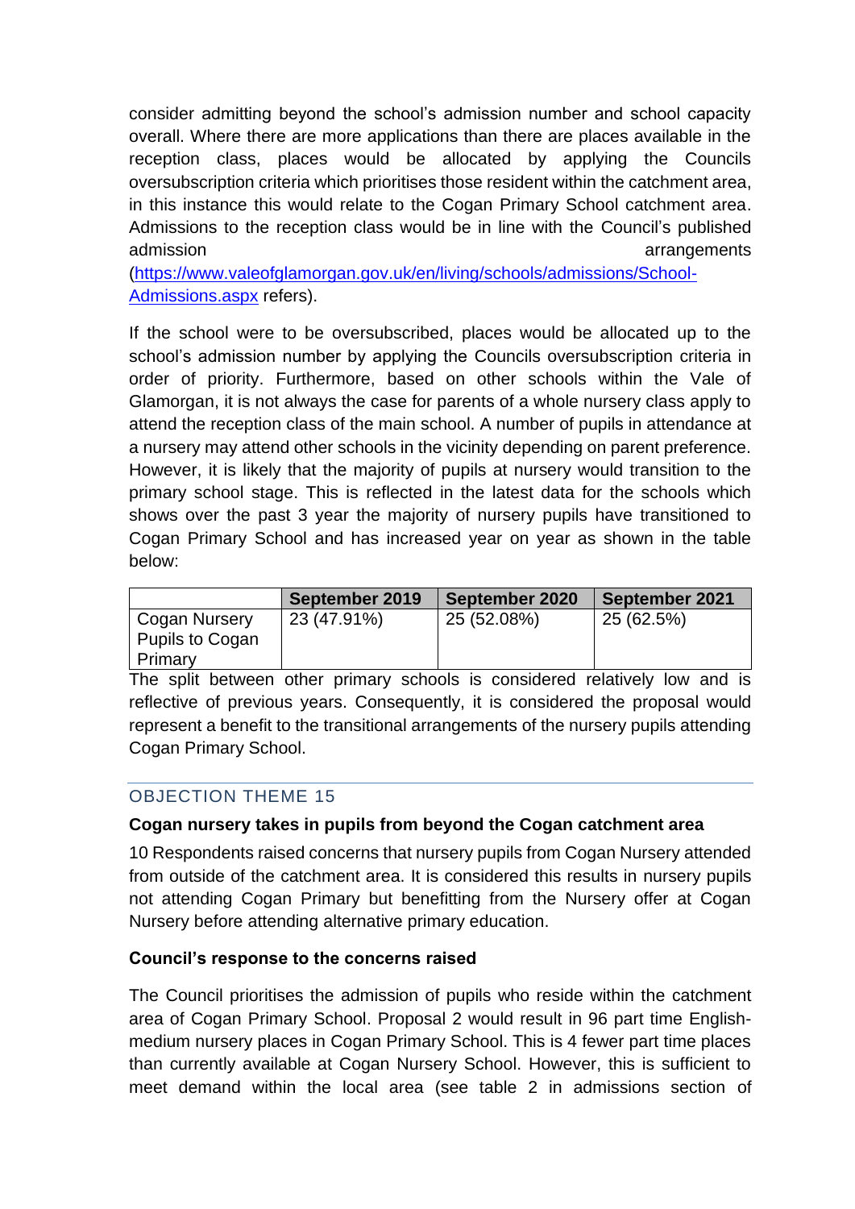consider admitting beyond the school's admission number and school capacity overall. Where there are more applications than there are places available in the reception class, places would be allocated by applying the Councils oversubscription criteria which prioritises those resident within the catchment area, in this instance this would relate to the Cogan Primary School catchment area. Admissions to the reception class would be in line with the Council's published admission arrangements ([https://www.valeofglamorgan.gov.uk/en/living/schools/admissions/School-Admissions.aspx](https://www.valeofglamorgan.gov.uk/en/living/schools/admissions/School-Admissions.aspx) refers).

If the school were to be oversubscribed, places would be allocated up to the school's admission number by applying the Councils oversubscription criteria in order of priority. Furthermore, based on other schools within the Vale of Glamorgan, it is not always the case for parents of a whole nursery class apply to attend the reception class of the main school. A number of pupils in attendance at a nursery may attend other schools in the vicinity depending on parent preference. However, it is likely that the majority of pupils at nursery would transition to the primary school stage. This is reflected in the latest data for the schools which shows over the past 3 year the majority of nursery pupils have transitioned to Cogan Primary School and has increased year on year as shown in the table below:

| | September 2019 | September 2020 | September 2021 |
|---|---|---|---|
| Cogan Nursery Pupils to Cogan Primary | 23 (47.91%) | 25 (52.08%) | 25 (62.5%) |

The split between other primary schools is considered relatively low and is reflective of previous years. Consequently, it is considered the proposal would represent a benefit to the transitional arrangements of the nursery pupils attending Cogan Primary School.

## OBJECTION THEME 15

**Cogan nursery takes in pupils from beyond the Cogan catchment area**

10 Respondents raised concerns that nursery pupils from Cogan Nursery attended from outside of the catchment area. It is considered this results in nursery pupils not attending Cogan Primary but benefitting from the Nursery offer at Cogan Nursery before attending alternative primary education.

**Council's response to the concerns raised**

The Council prioritises the admission of pupils who reside within the catchment area of Cogan Primary School. Proposal 2 would result in 96 part time English-medium nursery places in Cogan Primary School. This is 4 fewer part time places than currently available at Cogan Nursery School. However, this is sufficient to meet demand within the local area (see table 2 in admissions section of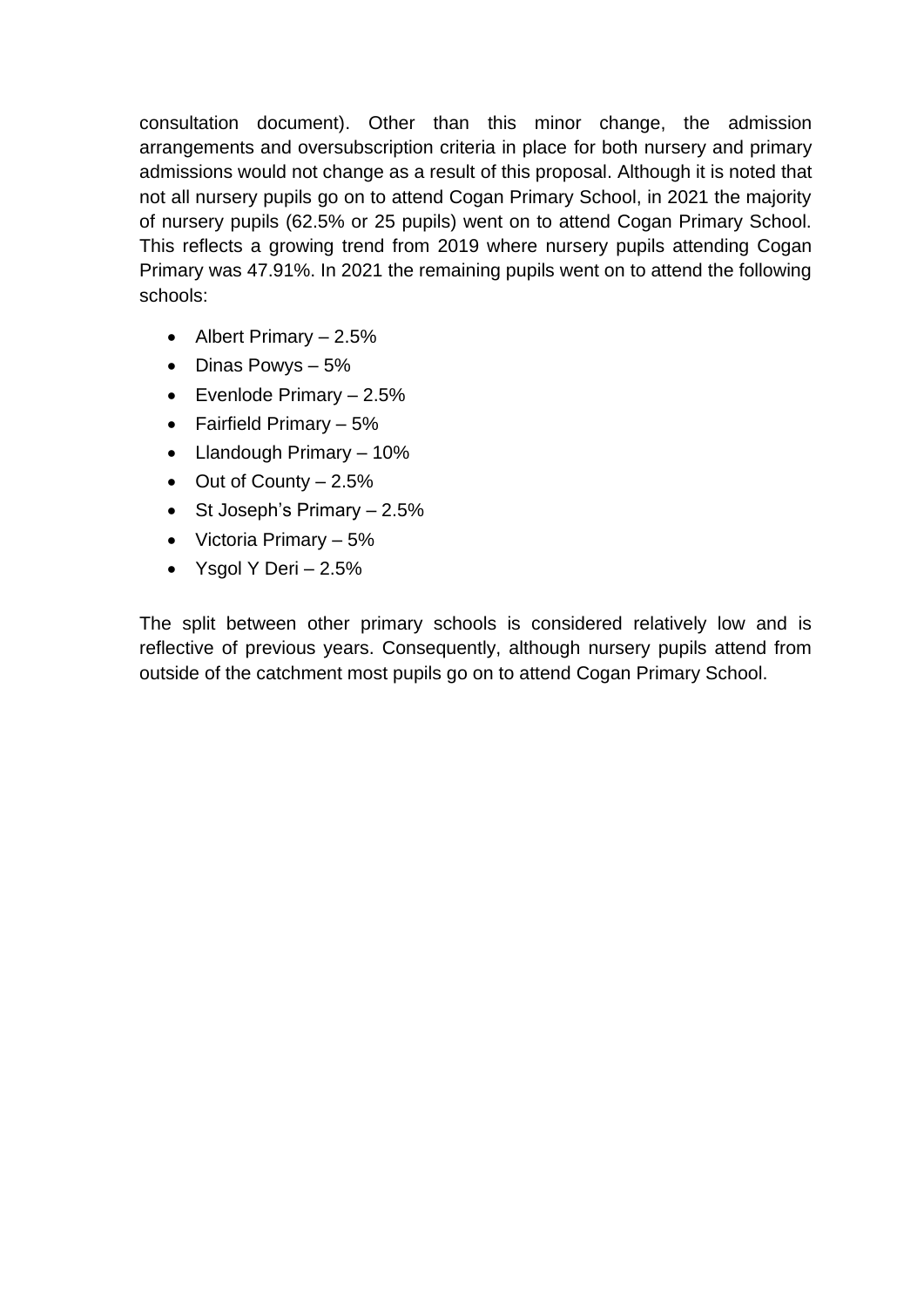consultation document). Other than this minor change, the admission arrangements and oversubscription criteria in place for both nursery and primary admissions would not change as a result of this proposal. Although it is noted that not all nursery pupils go on to attend Cogan Primary School, in 2021 the majority of nursery pupils (62.5% or 25 pupils) went on to attend Cogan Primary School. This reflects a growing trend from 2019 where nursery pupils attending Cogan Primary was 47.91%. In 2021 the remaining pupils went on to attend the following schools:

- Albert Primary – 2.5%
- Dinas Powys – 5%
- Evenlode Primary – 2.5%
- Fairfield Primary – 5%
- Llandough Primary – 10%
- Out of County – 2.5%
- St Joseph's Primary – 2.5%
- Victoria Primary – 5%
- Ysgol Y Deri – 2.5%

The split between other primary schools is considered relatively low and is reflective of previous years. Consequently, although nursery pupils attend from outside of the catchment most pupils go on to attend Cogan Primary School.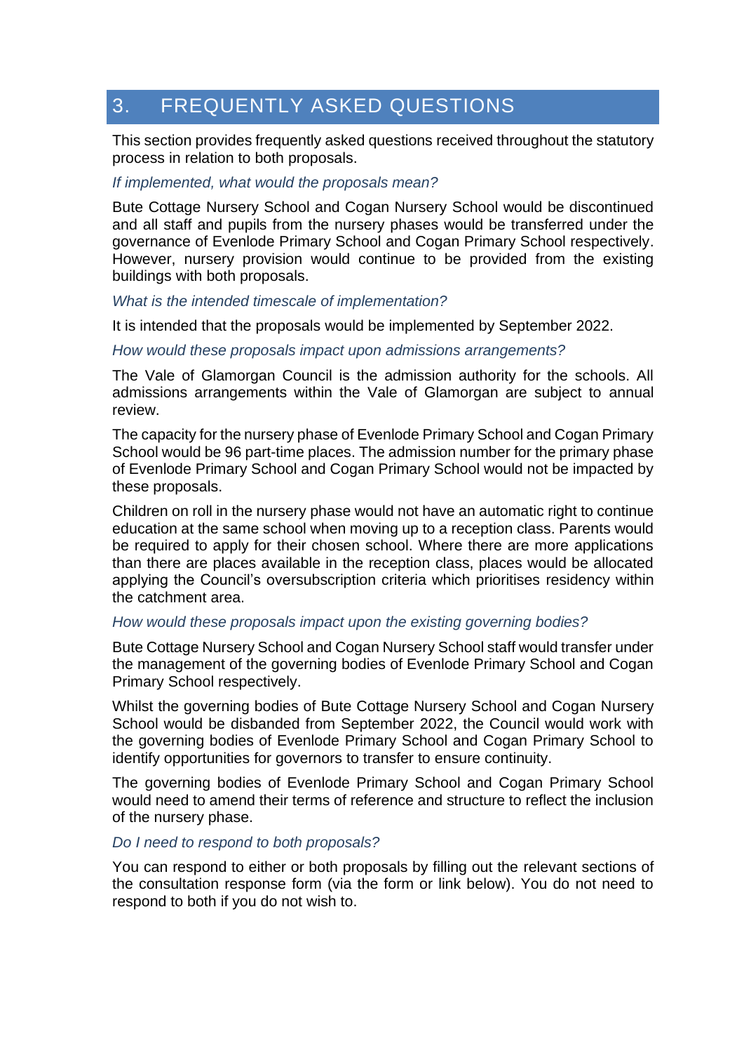## 3. FREQUENTLY ASKED QUESTIONS

This section provides frequently asked questions received throughout the statutory process in relation to both proposals.

*If implemented, what would the proposals mean?*

Bute Cottage Nursery School and Cogan Nursery School would be discontinued and all staff and pupils from the nursery phases would be transferred under the governance of Evenlode Primary School and Cogan Primary School respectively. However, nursery provision would continue to be provided from the existing buildings with both proposals.

*What is the intended timescale of implementation?*

It is intended that the proposals would be implemented by September 2022.

*How would these proposals impact upon admissions arrangements?*

The Vale of Glamorgan Council is the admission authority for the schools. All admissions arrangements within the Vale of Glamorgan are subject to annual review.

The capacity for the nursery phase of Evenlode Primary School and Cogan Primary School would be 96 part-time places. The admission number for the primary phase of Evenlode Primary School and Cogan Primary School would not be impacted by these proposals.

Children on roll in the nursery phase would not have an automatic right to continue education at the same school when moving up to a reception class. Parents would be required to apply for their chosen school. Where there are more applications than there are places available in the reception class, places would be allocated applying the Council's oversubscription criteria which prioritises residency within the catchment area.

*How would these proposals impact upon the existing governing bodies?*

Bute Cottage Nursery School and Cogan Nursery School staff would transfer under the management of the governing bodies of Evenlode Primary School and Cogan Primary School respectively.

Whilst the governing bodies of Bute Cottage Nursery School and Cogan Nursery School would be disbanded from September 2022, the Council would work with the governing bodies of Evenlode Primary School and Cogan Primary School to identify opportunities for governors to transfer to ensure continuity.

The governing bodies of Evenlode Primary School and Cogan Primary School would need to amend their terms of reference and structure to reflect the inclusion of the nursery phase.

*Do I need to respond to both proposals?*

You can respond to either or both proposals by filling out the relevant sections of the consultation response form (via the form or link below). You do not need to respond to both if you do not wish to.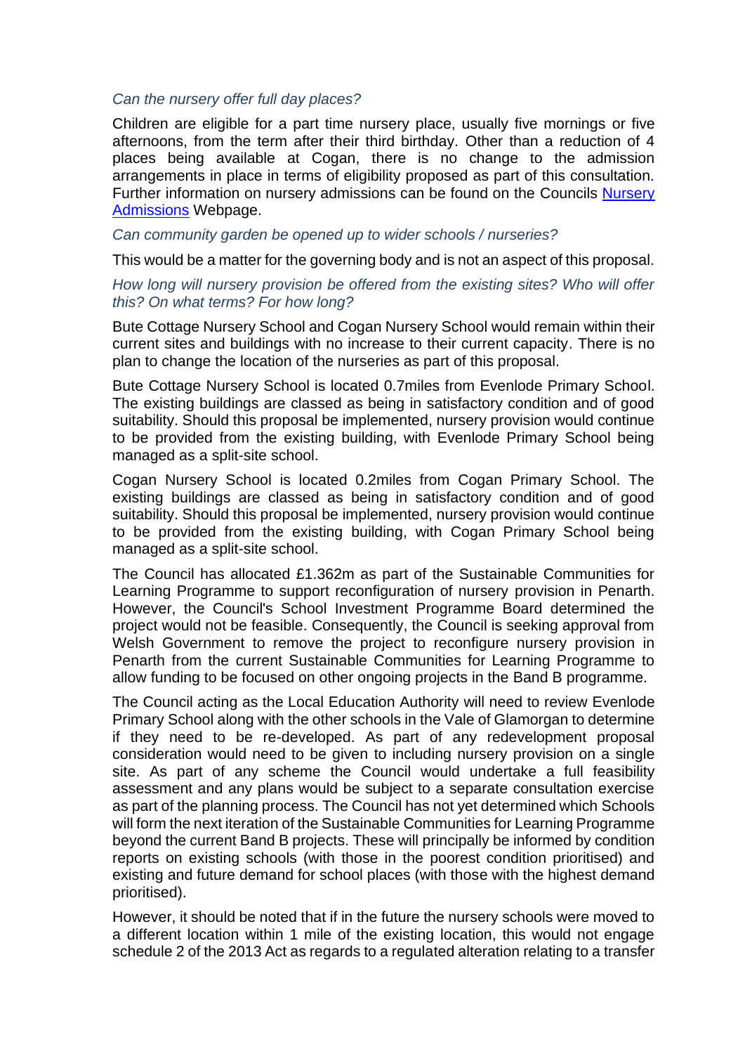*Can the nursery offer full day places?*

Children are eligible for a part time nursery place, usually five mornings or five afternoons, from the term after their third birthday. Other than a reduction of 4 places being available at Cogan, there is no change to the admission arrangements in place in terms of eligibility proposed as part of this consultation. Further information on nursery admissions can be found on the Councils [Nursery Admissions] Webpage.

*Can community garden be opened up to wider schools / nurseries?*

This would be a matter for the governing body and is not an aspect of this proposal.

*How long will nursery provision be offered from the existing sites? Who will offer this? On what terms? For how long?*

Bute Cottage Nursery School and Cogan Nursery School would remain within their current sites and buildings with no increase to their current capacity. There is no plan to change the location of the nurseries as part of this proposal.

Bute Cottage Nursery School is located 0.7miles from Evenlode Primary School. The existing buildings are classed as being in satisfactory condition and of good suitability. Should this proposal be implemented, nursery provision would continue to be provided from the existing building, with Evenlode Primary School being managed as a split-site school.

Cogan Nursery School is located 0.2miles from Cogan Primary School. The existing buildings are classed as being in satisfactory condition and of good suitability. Should this proposal be implemented, nursery provision would continue to be provided from the existing building, with Cogan Primary School being managed as a split-site school.

The Council has allocated £1.362m as part of the Sustainable Communities for Learning Programme to support reconfiguration of nursery provision in Penarth. However, the Council's School Investment Programme Board determined the project would not be feasible. Consequently, the Council is seeking approval from Welsh Government to remove the project to reconfigure nursery provision in Penarth from the current Sustainable Communities for Learning Programme to allow funding to be focused on other ongoing projects in the Band B programme.

The Council acting as the Local Education Authority will need to review Evenlode Primary School along with the other schools in the Vale of Glamorgan to determine if they need to be re-developed. As part of any redevelopment proposal consideration would need to be given to including nursery provision on a single site. As part of any scheme the Council would undertake a full feasibility assessment and any plans would be subject to a separate consultation exercise as part of the planning process. The Council has not yet determined which Schools will form the next iteration of the Sustainable Communities for Learning Programme beyond the current Band B projects. These will principally be informed by condition reports on existing schools (with those in the poorest condition prioritised) and existing and future demand for school places (with those with the highest demand prioritised).

However, it should be noted that if in the future the nursery schools were moved to a different location within 1 mile of the existing location, this would not engage schedule 2 of the 2013 Act as regards to a regulated alteration relating to a transfer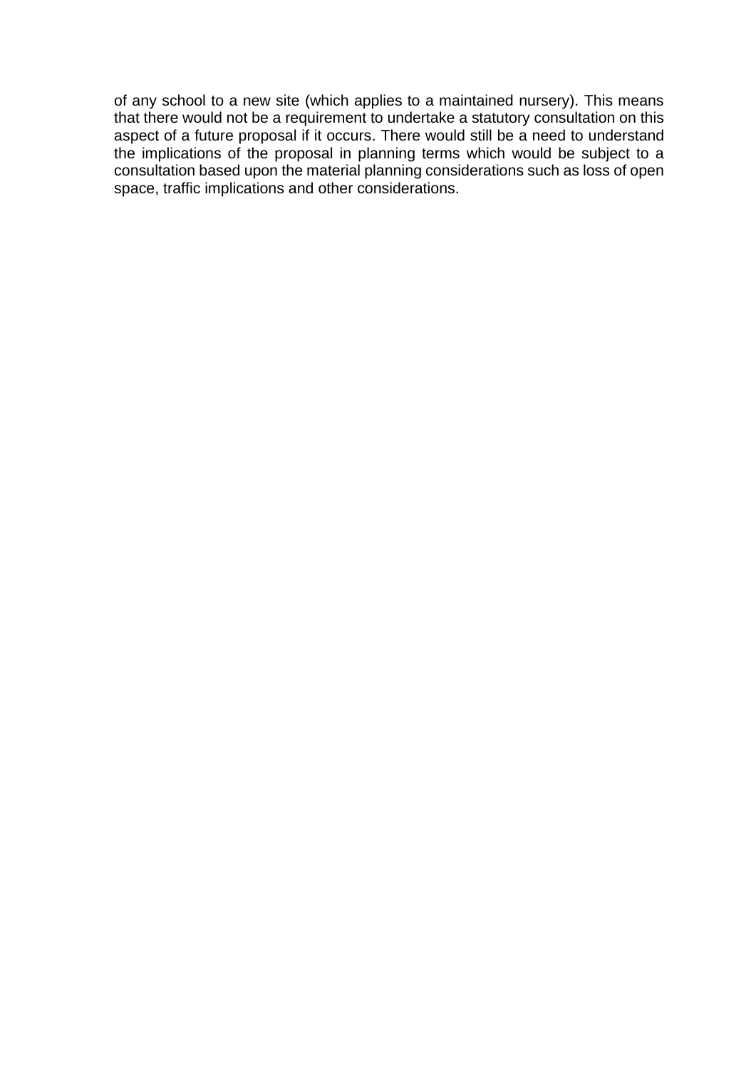of any school to a new site (which applies to a maintained nursery). This means that there would not be a requirement to undertake a statutory consultation on this aspect of a future proposal if it occurs. There would still be a need to understand the implications of the proposal in planning terms which would be subject to a consultation based upon the material planning considerations such as loss of open space, traffic implications and other considerations.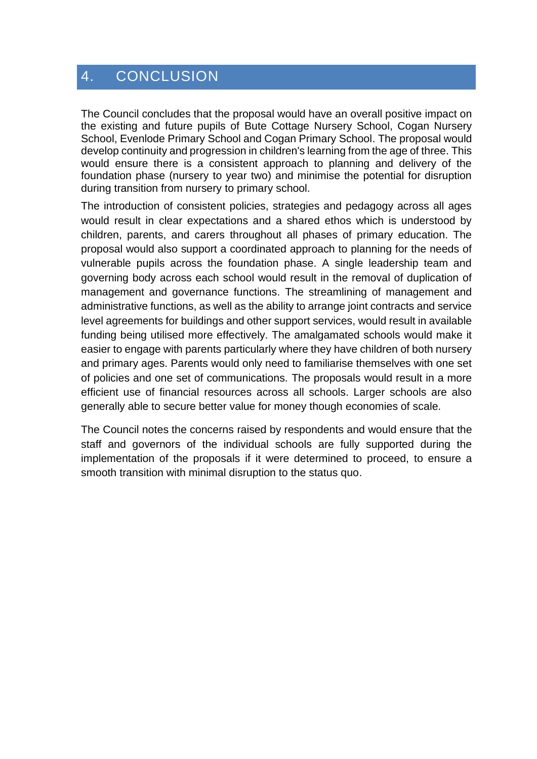# 4. CONCLUSION

The Council concludes that the proposal would have an overall positive impact on the existing and future pupils of Bute Cottage Nursery School, Cogan Nursery School, Evenlode Primary School and Cogan Primary School. The proposal would develop continuity and progression in children's learning from the age of three. This would ensure there is a consistent approach to planning and delivery of the foundation phase (nursery to year two) and minimise the potential for disruption during transition from nursery to primary school.

The introduction of consistent policies, strategies and pedagogy across all ages would result in clear expectations and a shared ethos which is understood by children, parents, and carers throughout all phases of primary education. The proposal would also support a coordinated approach to planning for the needs of vulnerable pupils across the foundation phase. A single leadership team and governing body across each school would result in the removal of duplication of management and governance functions. The streamlining of management and administrative functions, as well as the ability to arrange joint contracts and service level agreements for buildings and other support services, would result in available funding being utilised more effectively. The amalgamated schools would make it easier to engage with parents particularly where they have children of both nursery and primary ages. Parents would only need to familiarise themselves with one set of policies and one set of communications. The proposals would result in a more efficient use of financial resources across all schools. Larger schools are also generally able to secure better value for money though economies of scale.

The Council notes the concerns raised by respondents and would ensure that the staff and governors of the individual schools are fully supported during the implementation of the proposals if it were determined to proceed, to ensure a smooth transition with minimal disruption to the status quo.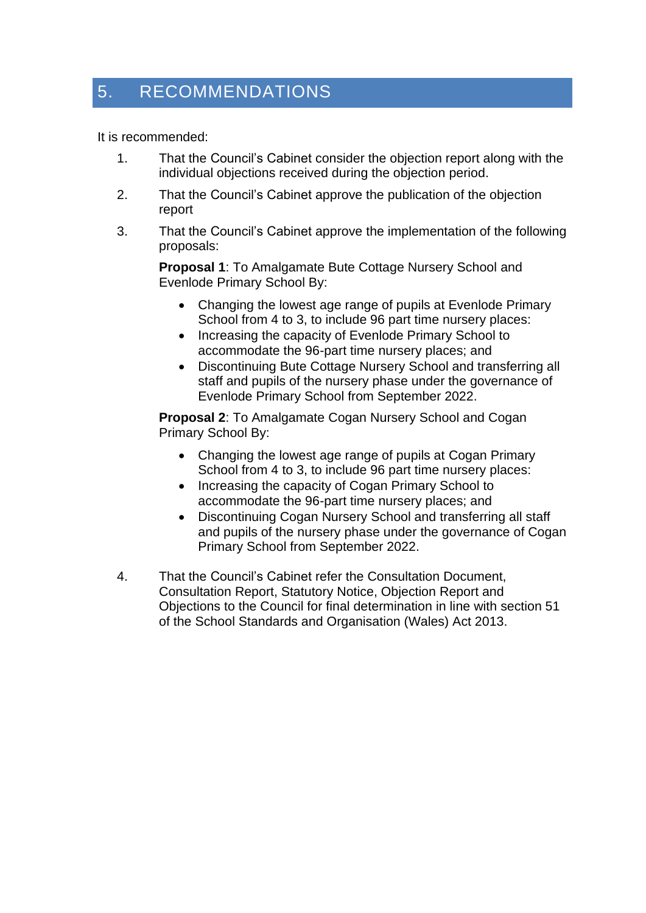## 5. RECOMMENDATIONS

It is recommended:

1. That the Council's Cabinet consider the objection report along with the individual objections received during the objection period.
2. That the Council's Cabinet approve the publication of the objection report
3. That the Council's Cabinet approve the implementation of the following proposals:

   **Proposal 1**: To Amalgamate Bute Cottage Nursery School and Evenlode Primary School By:

   - Changing the lowest age range of pupils at Evenlode Primary School from 4 to 3, to include 96 part time nursery places:
   - Increasing the capacity of Evenlode Primary School to accommodate the 96-part time nursery places; and
   - Discontinuing Bute Cottage Nursery School and transferring all staff and pupils of the nursery phase under the governance of Evenlode Primary School from September 2022.

   **Proposal 2**: To Amalgamate Cogan Nursery School and Cogan Primary School By:

   - Changing the lowest age range of pupils at Cogan Primary School from 4 to 3, to include 96 part time nursery places:
   - Increasing the capacity of Cogan Primary School to accommodate the 96-part time nursery places; and
   - Discontinuing Cogan Nursery School and transferring all staff and pupils of the nursery phase under the governance of Cogan Primary School from September 2022.

4. That the Council's Cabinet refer the Consultation Document, Consultation Report, Statutory Notice, Objection Report and Objections to the Council for final determination in line with section 51 of the School Standards and Organisation (Wales) Act 2013.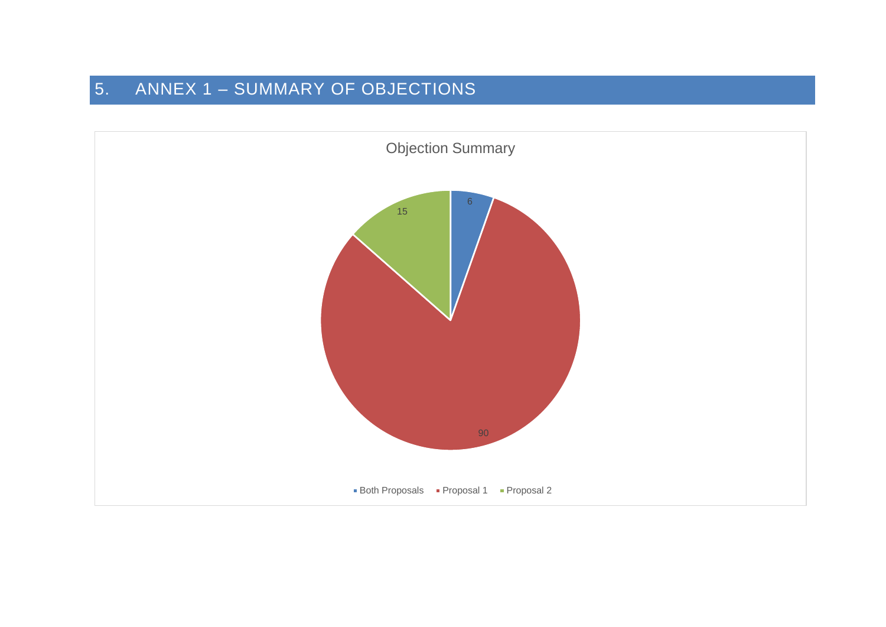## 5. ANNEX 1 – SUMMARY OF OBJECTIONS

Objection Summary

| Category | Objections |
|---|---|
| Both Proposals | 6 |
| Proposal 1 | 90 |
| Proposal 2 | 15 |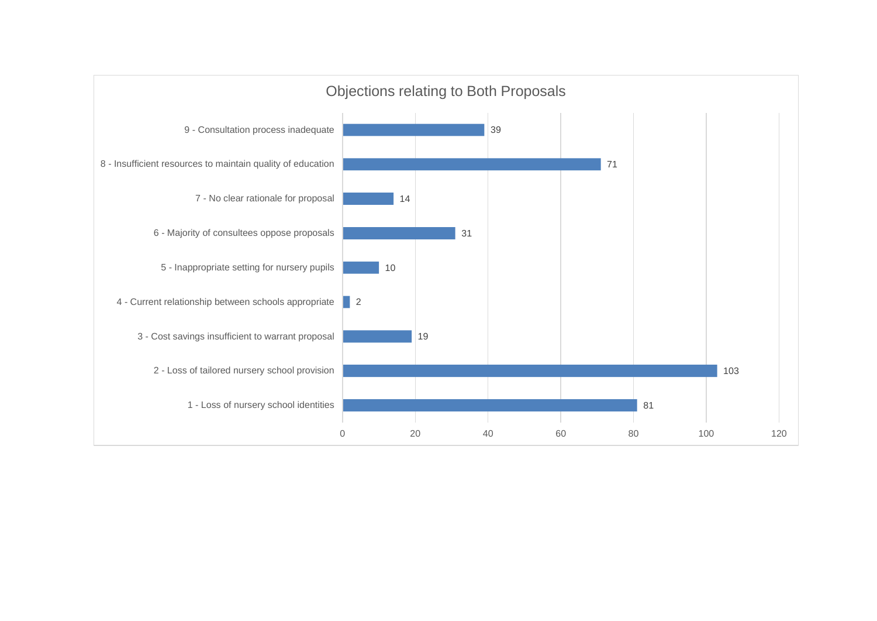## Objections relating to Both Proposals

| Objection | Count |
|---|---|
| 9 - Consultation process inadequate | 39 |
| 8 - Insufficient resources to maintain quality of education | 71 |
| 7 - No clear rationale for proposal | 14 |
| 6 - Majority of consultees oppose proposals | 31 |
| 5 - Inappropriate setting for nursery pupils | 10 |
| 4 - Current relationship between schools appropriate | 2 |
| 3 - Cost savings insufficient to warrant proposal | 19 |
| 2 - Loss of tailored nursery school provision | 103 |
| 1 - Loss of nursery school identities | 81 |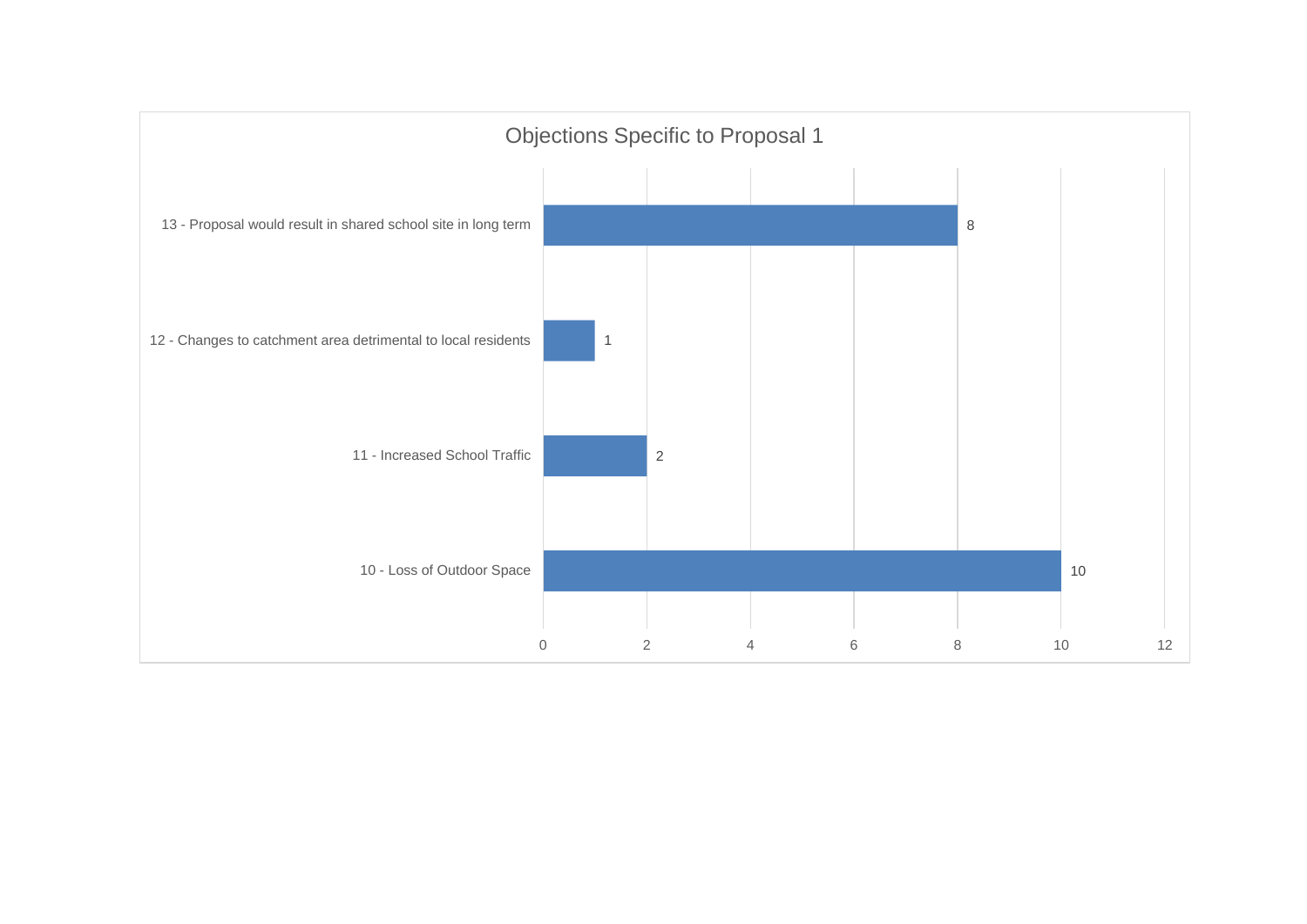## Objections Specific to Proposal 1

| Objection | Count |
| --- | --- |
| 13 - Proposal would result in shared school site in long term | 8 |
| 12 - Changes to catchment area detrimental to local residents | 1 |
| 11 - Increased School Traffic | 2 |
| 10 - Loss of Outdoor Space | 10 |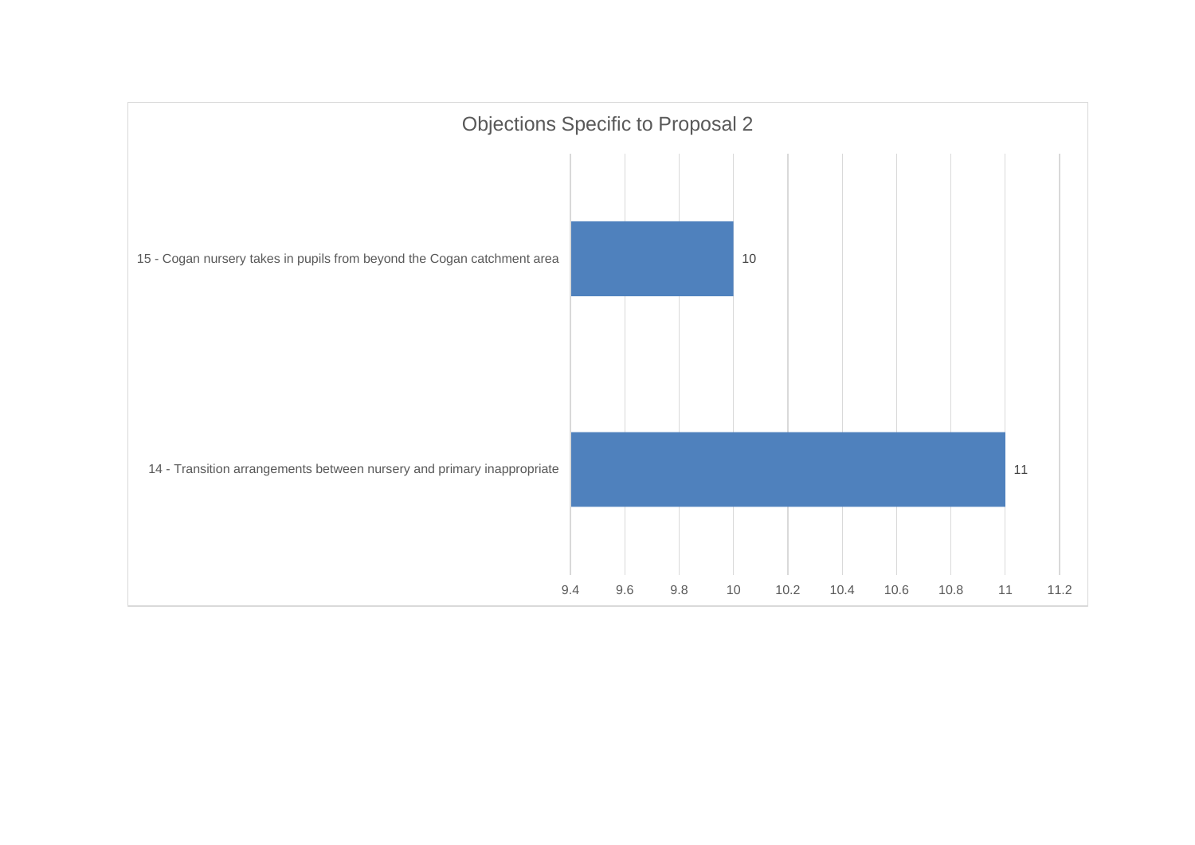Objections Specific to Proposal 2

15 - Cogan nursery takes in pupils from beyond the Cogan catchment area

10

14 - Transition arrangements between nursery and primary inappropriate

11

9.4 9.6 9.8 10 10.2 10.4 10.6 10.8 11 11.2